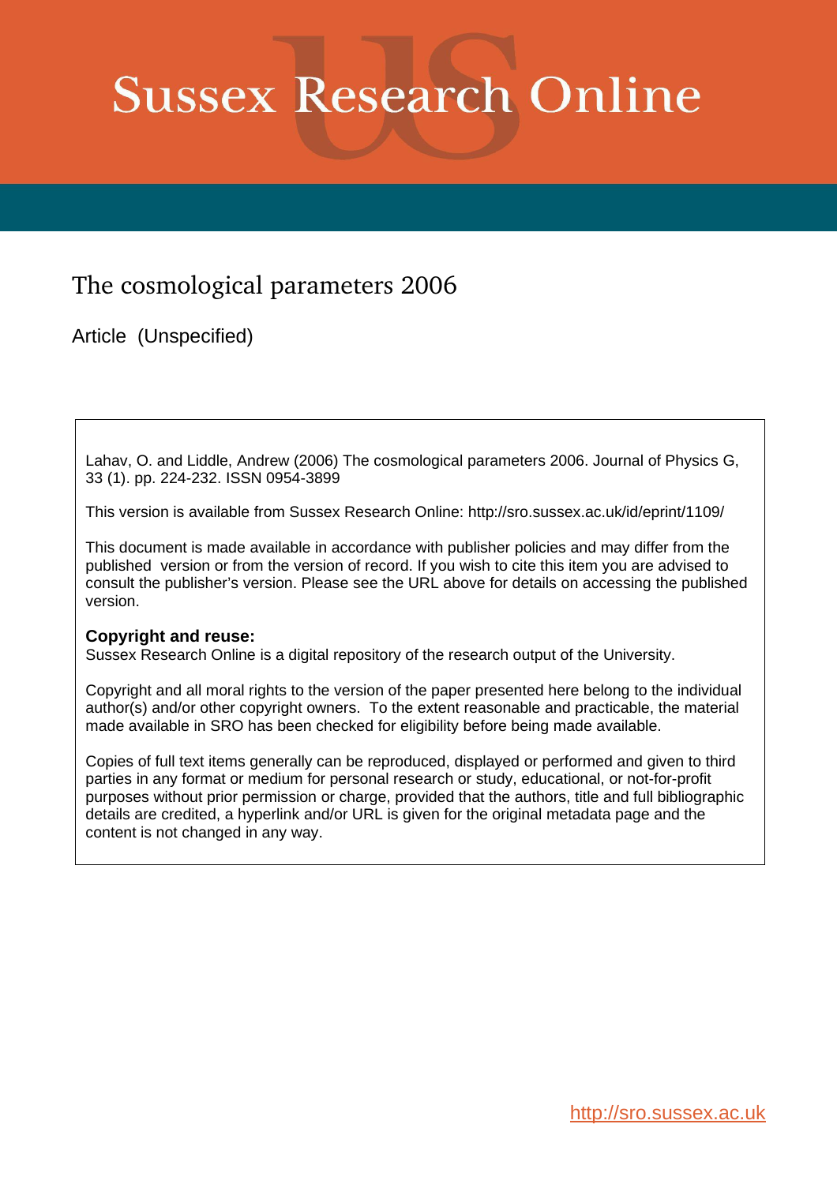# Sussex Research Online

## The cosmological parameters 2006

Article (Unspecified)

Lahav, O. and Liddle, Andrew (2006) The cosmological parameters 2006. Journal of Physics G, 33 (1). pp. 224-232. ISSN 0954-3899

This version is available from Sussex Research Online: http://sro.sussex.ac.uk/id/eprint/1109/

This document is made available in accordance with publisher policies and may differ from the published version or from the version of record. If you wish to cite this item you are advised to consult the publisher's version. Please see the URL above for details on accessing the published version.

**Copyright and reuse:**
Sussex Research Online is a digital repository of the research output of the University.

Copyright and all moral rights to the version of the paper presented here belong to the individual author(s) and/or other copyright owners. To the extent reasonable and practicable, the material made available in SRO has been checked for eligibility before being made available.

Copies of full text items generally can be reproduced, displayed or performed and given to third parties in any format or medium for personal research or study, educational, or not-for-profit purposes without prior permission or charge, provided that the authors, title and full bibliographic details are credited, a hyperlink and/or URL is given for the original metadata page and the content is not changed in any way.

http://sro.sussex.ac.uk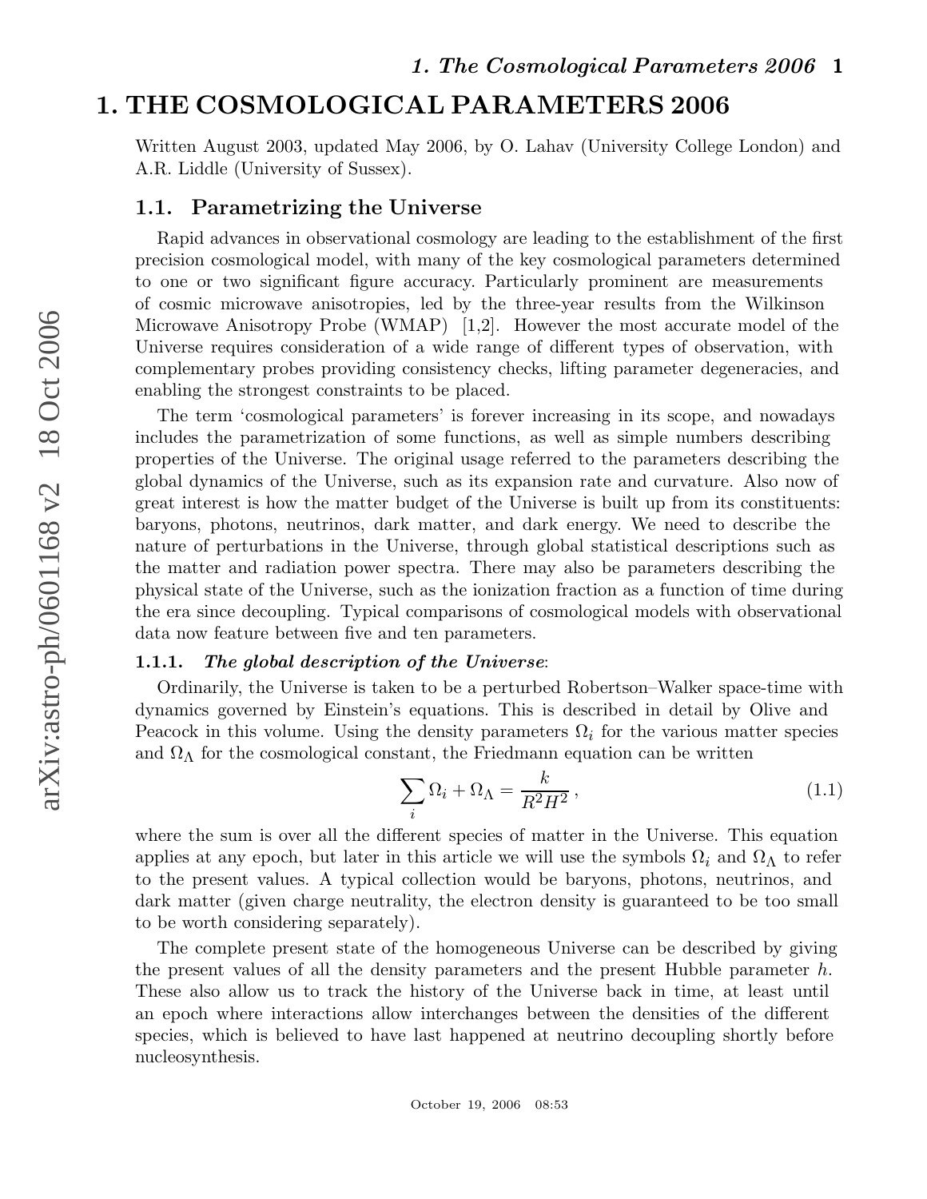# 1. THE COSMOLOGICAL PARAMETERS 2006

Written August 2003, updated May 2006, by O. Lahav (University College London) and A.R. Liddle (University of Sussex).

## 1.1. Parametrizing the Universe

Rapid advances in observational cosmology are leading to the establishment of the first precision cosmological model, with many of the key cosmological parameters determined to one or two significant figure accuracy. Particularly prominent are measurements of cosmic microwave anisotropies, led by the three-year results from the Wilkinson Microwave Anisotropy Probe (WMAP) [1,2]. However the most accurate model of the Universe requires consideration of a wide range of different types of observation, with complementary probes providing consistency checks, lifting parameter degeneracies, and enabling the strongest constraints to be placed.

The term 'cosmological parameters' is forever increasing in its scope, and nowadays includes the parametrization of some functions, as well as simple numbers describing properties of the Universe. The original usage referred to the parameters describing the global dynamics of the Universe, such as its expansion rate and curvature. Also now of great interest is how the matter budget of the Universe is built up from its constituents: baryons, photons, neutrinos, dark matter, and dark energy. We need to describe the nature of perturbations in the Universe, through global statistical descriptions such as the matter and radiation power spectra. There may also be parameters describing the physical state of the Universe, such as the ionization fraction as a function of time during the era since decoupling. Typical comparisons of cosmological models with observational data now feature between five and ten parameters.

### 1.1.1. *The global description of the Universe*:

Ordinarily, the Universe is taken to be a perturbed Robertson–Walker space-time with dynamics governed by Einstein's equations. This is described in detail by Olive and Peacock in this volume. Using the density parameters $\Omega_i$ for the various matter species and $\Omega_\Lambda$ for the cosmological constant, the Friedmann equation can be written

$$\sum_i \Omega_i + \Omega_\Lambda = \frac{k}{R^2 H^2} \,, \tag{1.1}$$

where the sum is over all the different species of matter in the Universe. This equation applies at any epoch, but later in this article we will use the symbols $\Omega_i$ and $\Omega_\Lambda$ to refer to the present values. A typical collection would be baryons, photons, neutrinos, and dark matter (given charge neutrality, the electron density is guaranteed to be too small to be worth considering separately).

The complete present state of the homogeneous Universe can be described by giving the present values of all the density parameters and the present Hubble parameter $h$. These also allow us to track the history of the Universe back in time, at least until an epoch where interactions allow interchanges between the densities of the different species, which is believed to have last happened at neutrino decoupling shortly before nucleosynthesis.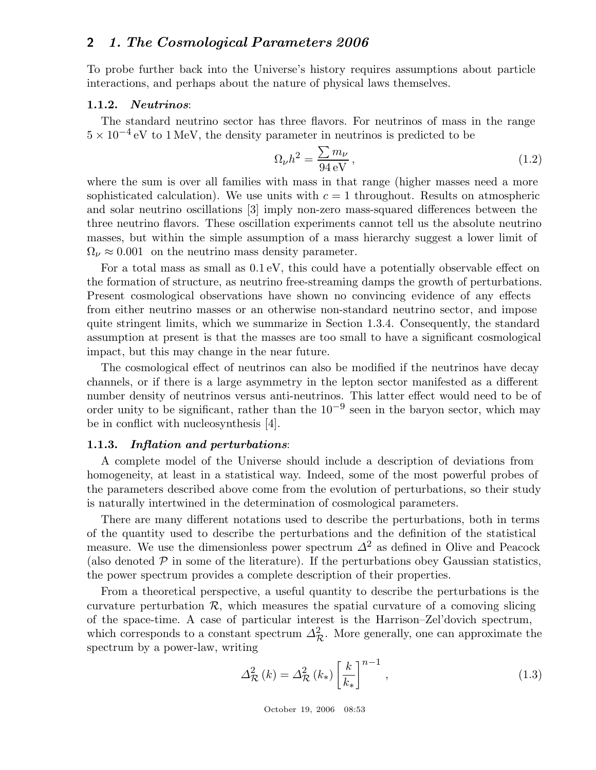To probe further back into the Universe's history requires assumptions about particle interactions, and perhaps about the nature of physical laws themselves.

### 1.1.2. *Neutrinos*:

The standard neutrino sector has three flavors. For neutrinos of mass in the range $5 \times 10^{-4}\,\text{eV}$ to $1\,\text{MeV}$, the density parameter in neutrinos is predicted to be

$$\Omega_\nu h^2 = \frac{\sum m_\nu}{94\,\text{eV}}\,, \tag{1.2}$$

where the sum is over all families with mass in that range (higher masses need a more sophisticated calculation). We use units with $c = 1$ throughout. Results on atmospheric and solar neutrino oscillations [3] imply non-zero mass-squared differences between the three neutrino flavors. These oscillation experiments cannot tell us the absolute neutrino masses, but within the simple assumption of a mass hierarchy suggest a lower limit of $\Omega_\nu \approx 0.001$ on the neutrino mass density parameter.

For a total mass as small as $0.1\,\text{eV}$, this could have a potentially observable effect on the formation of structure, as neutrino free-streaming damps the growth of perturbations. Present cosmological observations have shown no convincing evidence of any effects from either neutrino masses or an otherwise non-standard neutrino sector, and impose quite stringent limits, which we summarize in Section 1.3.4. Consequently, the standard assumption at present is that the masses are too small to have a significant cosmological impact, but this may change in the near future.

The cosmological effect of neutrinos can also be modified if the neutrinos have decay channels, or if there is a large asymmetry in the lepton sector manifested as a different number density of neutrinos versus anti-neutrinos. This latter effect would need to be of order unity to be significant, rather than the $10^{-9}$ seen in the baryon sector, which may be in conflict with nucleosynthesis [4].

### 1.1.3. *Inflation and perturbations*:

A complete model of the Universe should include a description of deviations from homogeneity, at least in a statistical way. Indeed, some of the most powerful probes of the parameters described above come from the evolution of perturbations, so their study is naturally intertwined in the determination of cosmological parameters.

There are many different notations used to describe the perturbations, both in terms of the quantity used to describe the perturbations and the definition of the statistical measure. We use the dimensionless power spectrum $\Delta^2$ as defined in Olive and Peacock (also denoted $\mathcal{P}$ in some of the literature). If the perturbations obey Gaussian statistics, the power spectrum provides a complete description of their properties.

From a theoretical perspective, a useful quantity to describe the perturbations is the curvature perturbation $\mathcal{R}$, which measures the spatial curvature of a comoving slicing of the space-time. A case of particular interest is the Harrison–Zel'dovich spectrum, which corresponds to a constant spectrum $\Delta^2_{\mathcal{R}}$. More generally, one can approximate the spectrum by a power-law, writing

$$\Delta^2_{\mathcal{R}}(k) = \Delta^2_{\mathcal{R}}(k_*) \left[\frac{k}{k_*}\right]^{n-1}\,, \tag{1.3}$$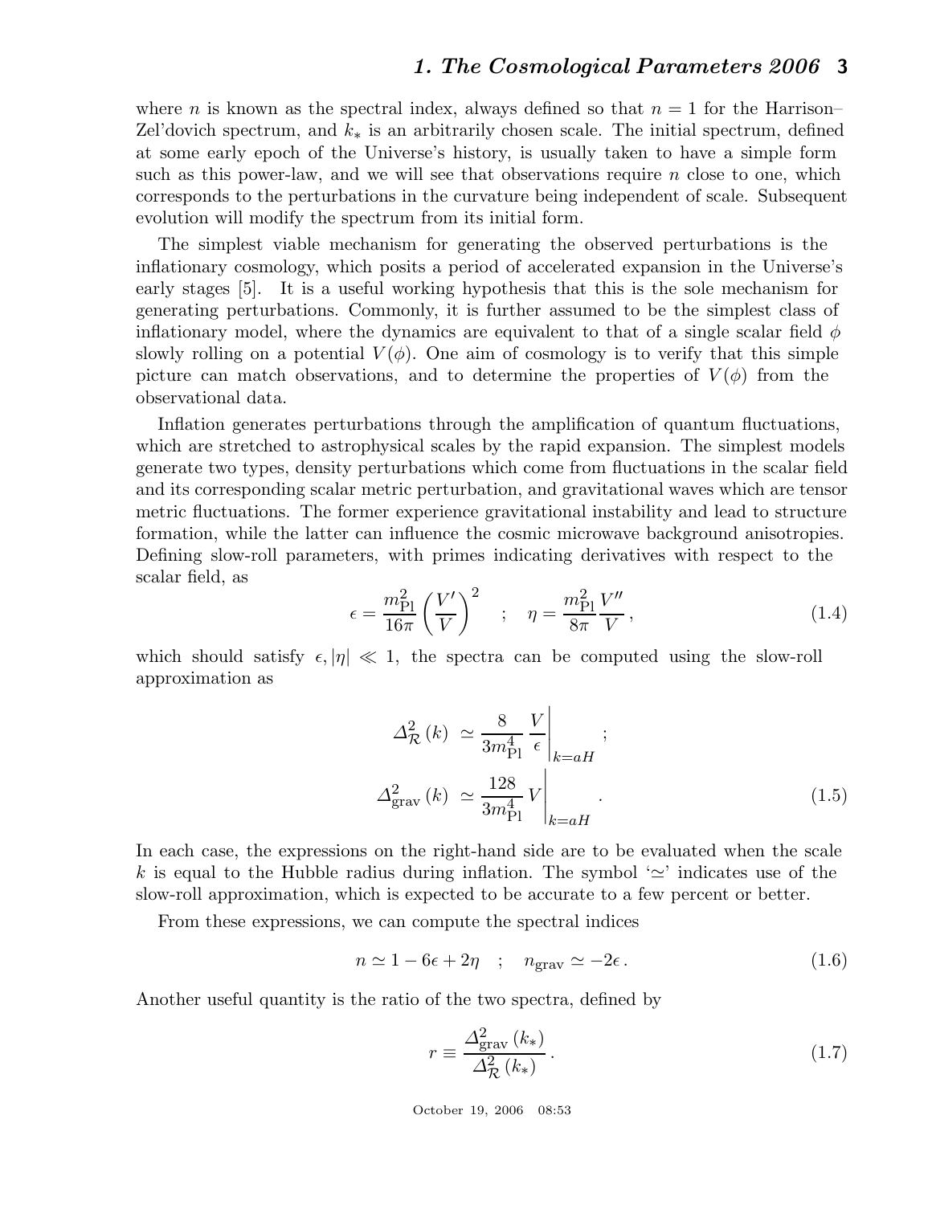where $n$ is known as the spectral index, always defined so that $n = 1$ for the Harrison–Zel'dovich spectrum, and $k_*$ is an arbitrarily chosen scale. The initial spectrum, defined at some early epoch of the Universe's history, is usually taken to have a simple form such as this power-law, and we will see that observations require $n$ close to one, which corresponds to the perturbations in the curvature being independent of scale. Subsequent evolution will modify the spectrum from its initial form.

The simplest viable mechanism for generating the observed perturbations is the inflationary cosmology, which posits a period of accelerated expansion in the Universe's early stages [5]. It is a useful working hypothesis that this is the sole mechanism for generating perturbations. Commonly, it is further assumed to be the simplest class of inflationary model, where the dynamics are equivalent to that of a single scalar field $\phi$ slowly rolling on a potential $V(\phi)$. One aim of cosmology is to verify that this simple picture can match observations, and to determine the properties of $V(\phi)$ from the observational data.

Inflation generates perturbations through the amplification of quantum fluctuations, which are stretched to astrophysical scales by the rapid expansion. The simplest models generate two types, density perturbations which come from fluctuations in the scalar field and its corresponding scalar metric perturbation, and gravitational waves which are tensor metric fluctuations. The former experience gravitational instability and lead to structure formation, while the latter can influence the cosmic microwave background anisotropies. Defining slow-roll parameters, with primes indicating derivatives with respect to the scalar field, as

$$\epsilon = \frac{m_{\rm Pl}^2}{16\pi}\left(\frac{V'}{V}\right)^2 \quad ; \quad \eta = \frac{m_{\rm Pl}^2}{8\pi}\frac{V''}{V}\,, \tag{1.4}$$

which should satisfy $\epsilon, |\eta| \ll 1$, the spectra can be computed using the slow-roll approximation as

$$\begin{aligned} \Delta_{\mathcal{R}}^2(k) &\simeq \frac{8}{3m_{\rm Pl}^4}\left.\frac{V}{\epsilon}\right|_{k=aH} ; \\ \Delta_{\rm grav}^2(k) &\simeq \frac{128}{3m_{\rm Pl}^4}\left.V\right|_{k=aH} . \end{aligned} \tag{1.5}$$

In each case, the expressions on the right-hand side are to be evaluated when the scale $k$ is equal to the Hubble radius during inflation. The symbol '$\simeq$' indicates use of the slow-roll approximation, which is expected to be accurate to a few percent or better.

From these expressions, we can compute the spectral indices

$$n \simeq 1 - 6\epsilon + 2\eta \quad ; \quad n_{\rm grav} \simeq -2\epsilon\,. \tag{1.6}$$

Another useful quantity is the ratio of the two spectra, defined by

$$r \equiv \frac{\Delta_{\rm grav}^2(k_*)}{\Delta_{\mathcal{R}}^2(k_*)}\,. \tag{1.7}$$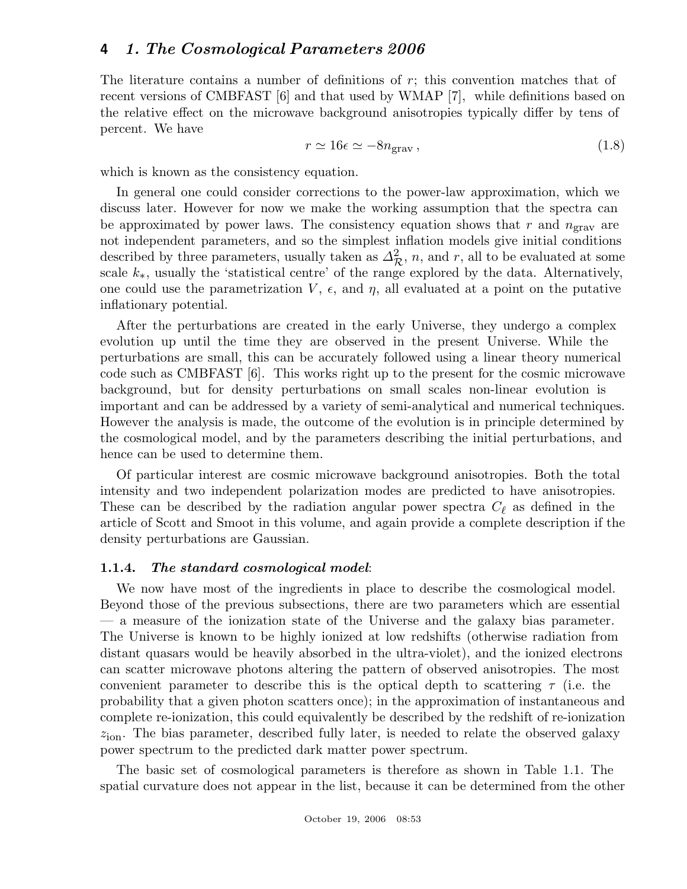The literature contains a number of definitions of $r$; this convention matches that of recent versions of CMBFAST [6] and that used by WMAP [7], while definitions based on the relative effect on the microwave background anisotropies typically differ by tens of percent. We have

$$r \simeq 16\epsilon \simeq -8n_{\rm grav}\,, \tag{1.8}$$

which is known as the consistency equation.

In general one could consider corrections to the power-law approximation, which we discuss later. However for now we make the working assumption that the spectra can be approximated by power laws. The consistency equation shows that $r$ and $n_{\rm grav}$ are not independent parameters, and so the simplest inflation models give initial conditions described by three parameters, usually taken as $\Delta^2_{\mathcal{R}}$, $n$, and $r$, all to be evaluated at some scale $k_*$, usually the 'statistical centre' of the range explored by the data. Alternatively, one could use the parametrization $V$, $\epsilon$, and $\eta$, all evaluated at a point on the putative inflationary potential.

After the perturbations are created in the early Universe, they undergo a complex evolution up until the time they are observed in the present Universe. While the perturbations are small, this can be accurately followed using a linear theory numerical code such as CMBFAST [6]. This works right up to the present for the cosmic microwave background, but for density perturbations on small scales non-linear evolution is important and can be addressed by a variety of semi-analytical and numerical techniques. However the analysis is made, the outcome of the evolution is in principle determined by the cosmological model, and by the parameters describing the initial perturbations, and hence can be used to determine them.

Of particular interest are cosmic microwave background anisotropies. Both the total intensity and two independent polarization modes are predicted to have anisotropies. These can be described by the radiation angular power spectra $C_\ell$ as defined in the article of Scott and Smoot in this volume, and again provide a complete description if the density perturbations are Gaussian.

### 1.1.4. *The standard cosmological model*:

We now have most of the ingredients in place to describe the cosmological model. Beyond those of the previous subsections, there are two parameters which are essential — a measure of the ionization state of the Universe and the galaxy bias parameter. The Universe is known to be highly ionized at low redshifts (otherwise radiation from distant quasars would be heavily absorbed in the ultra-violet), and the ionized electrons can scatter microwave photons altering the pattern of observed anisotropies. The most convenient parameter to describe this is the optical depth to scattering $\tau$ (i.e. the probability that a given photon scatters once); in the approximation of instantaneous and complete re-ionization, this could equivalently be described by the redshift of re-ionization $z_{\rm ion}$. The bias parameter, described fully later, is needed to relate the observed galaxy power spectrum to the predicted dark matter power spectrum.

The basic set of cosmological parameters is therefore as shown in Table 1.1. The spatial curvature does not appear in the list, because it can be determined from the other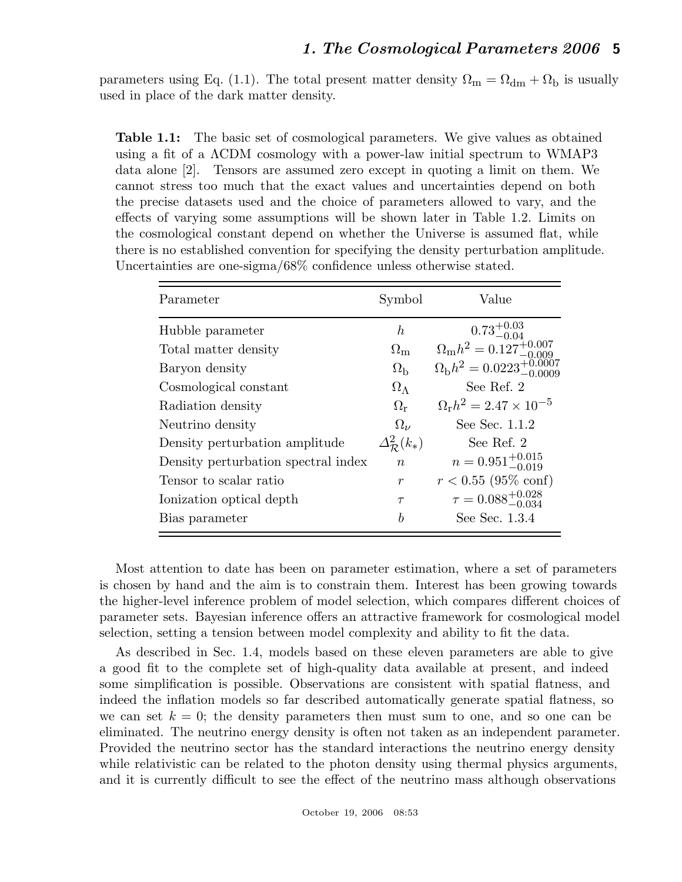parameters using Eq. (1.1). The total present matter density $\Omega_{\rm m} = \Omega_{\rm dm} + \Omega_{\rm b}$ is usually used in place of the dark matter density.

**Table 1.1:** The basic set of cosmological parameters. We give values as obtained using a fit of a ΛCDM cosmology with a power-law initial spectrum to WMAP3 data alone [2]. Tensors are assumed zero except in quoting a limit on them. We cannot stress too much that the exact values and uncertainties depend on both the precise datasets used and the choice of parameters allowed to vary, and the effects of varying some assumptions will be shown later in Table 1.2. Limits on the cosmological constant depend on whether the Universe is assumed flat, while there is no established convention for specifying the density perturbation amplitude. Uncertainties are one-sigma/68% confidence unless otherwise stated.

| Parameter | Symbol | Value |
|---|---|---|
| Hubble parameter | $h$ | $0.73^{+0.03}_{-0.04}$ |
| Total matter density | $\Omega_{\rm m}$ | $\Omega_{\rm m}h^2 = 0.127^{+0.007}_{-0.009}$ |
| Baryon density | $\Omega_{\rm b}$ | $\Omega_{\rm b}h^2 = 0.0223^{+0.0007}_{-0.0009}$ |
| Cosmological constant | $\Omega_\Lambda$ | See Ref. 2 |
| Radiation density | $\Omega_{\rm r}$ | $\Omega_{\rm r}h^2 = 2.47 \times 10^{-5}$ |
| Neutrino density | $\Omega_\nu$ | See Sec. 1.1.2 |
| Density perturbation amplitude | $\Delta^2_{\mathcal{R}}(k_*)$ | See Ref. 2 |
| Density perturbation spectral index | $n$ | $n = 0.951^{+0.015}_{-0.019}$ |
| Tensor to scalar ratio | $r$ | $r < 0.55$ (95% conf) |
| Ionization optical depth | $\tau$ | $\tau = 0.088^{+0.028}_{-0.034}$ |
| Bias parameter | $b$ | See Sec. 1.3.4 |

Most attention to date has been on parameter estimation, where a set of parameters is chosen by hand and the aim is to constrain them. Interest has been growing towards the higher-level inference problem of model selection, which compares different choices of parameter sets. Bayesian inference offers an attractive framework for cosmological model selection, setting a tension between model complexity and ability to fit the data.

As described in Sec. 1.4, models based on these eleven parameters are able to give a good fit to the complete set of high-quality data available at present, and indeed some simplification is possible. Observations are consistent with spatial flatness, and indeed the inflation models so far described automatically generate spatial flatness, so we can set $k = 0$; the density parameters then must sum to one, and so one can be eliminated. The neutrino energy density is often not taken as an independent parameter. Provided the neutrino sector has the standard interactions the neutrino energy density while relativistic can be related to the photon density using thermal physics arguments, and it is currently difficult to see the effect of the neutrino mass although observations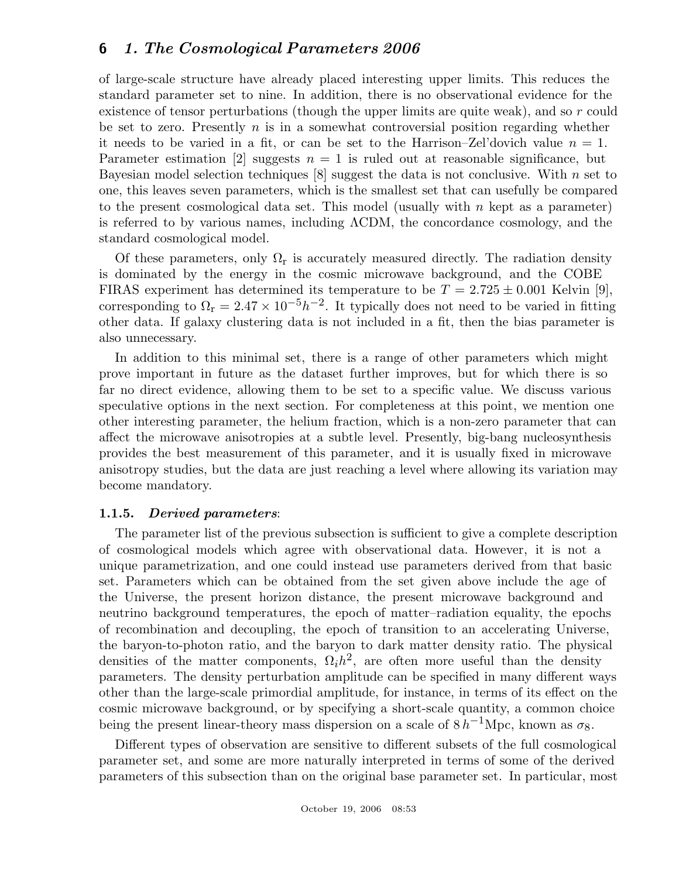of large-scale structure have already placed interesting upper limits. This reduces the standard parameter set to nine. In addition, there is no observational evidence for the existence of tensor perturbations (though the upper limits are quite weak), and so $r$ could be set to zero. Presently $n$ is in a somewhat controversial position regarding whether it needs to be varied in a fit, or can be set to the Harrison–Zel'dovich value $n = 1$. Parameter estimation [2] suggests $n = 1$ is ruled out at reasonable significance, but Bayesian model selection techniques [8] suggest the data is not conclusive. With $n$ set to one, this leaves seven parameters, which is the smallest set that can usefully be compared to the present cosmological data set. This model (usually with $n$ kept as a parameter) is referred to by various names, including $\Lambda$CDM, the concordance cosmology, and the standard cosmological model.

Of these parameters, only $\Omega_{\rm r}$ is accurately measured directly. The radiation density is dominated by the energy in the cosmic microwave background, and the COBE FIRAS experiment has determined its temperature to be $T = 2.725 \pm 0.001$ Kelvin [9], corresponding to $\Omega_{\rm r} = 2.47 \times 10^{-5} h^{-2}$. It typically does not need to be varied in fitting other data. If galaxy clustering data is not included in a fit, then the bias parameter is also unnecessary.

In addition to this minimal set, there is a range of other parameters which might prove important in future as the dataset further improves, but for which there is so far no direct evidence, allowing them to be set to a specific value. We discuss various speculative options in the next section. For completeness at this point, we mention one other interesting parameter, the helium fraction, which is a non-zero parameter that can affect the microwave anisotropies at a subtle level. Presently, big-bang nucleosynthesis provides the best measurement of this parameter, and it is usually fixed in microwave anisotropy studies, but the data are just reaching a level where allowing its variation may become mandatory.

### 1.1.5. *Derived parameters*:

The parameter list of the previous subsection is sufficient to give a complete description of cosmological models which agree with observational data. However, it is not a unique parametrization, and one could instead use parameters derived from that basic set. Parameters which can be obtained from the set given above include the age of the Universe, the present horizon distance, the present microwave background and neutrino background temperatures, the epoch of matter–radiation equality, the epochs of recombination and decoupling, the epoch of transition to an accelerating Universe, the baryon-to-photon ratio, and the baryon to dark matter density ratio. The physical densities of the matter components, $\Omega_i h^2$, are often more useful than the density parameters. The density perturbation amplitude can be specified in many different ways other than the large-scale primordial amplitude, for instance, in terms of its effect on the cosmic microwave background, or by specifying a short-scale quantity, a common choice being the present linear-theory mass dispersion on a scale of $8\,h^{-1}$Mpc, known as $\sigma_8$.

Different types of observation are sensitive to different subsets of the full cosmological parameter set, and some are more naturally interpreted in terms of some of the derived parameters of this subsection than on the original base parameter set. In particular, most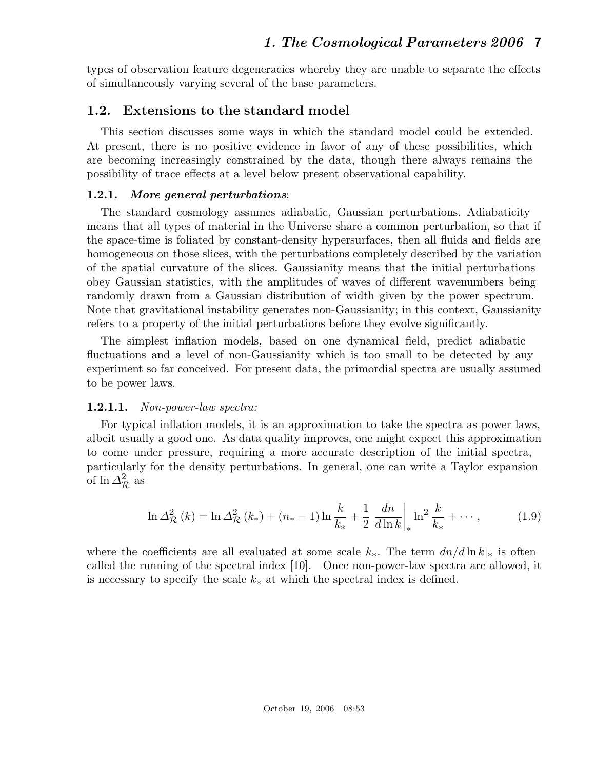types of observation feature degeneracies whereby they are unable to separate the effects of simultaneously varying several of the base parameters.

## 1.2. Extensions to the standard model

This section discusses some ways in which the standard model could be extended. At present, there is no positive evidence in favor of any of these possibilities, which are becoming increasingly constrained by the data, though there always remains the possibility of trace effects at a level below present observational capability.

### 1.2.1. *More general perturbations*:

The standard cosmology assumes adiabatic, Gaussian perturbations. Adiabaticity means that all types of material in the Universe share a common perturbation, so that if the space-time is foliated by constant-density hypersurfaces, then all fluids and fields are homogeneous on those slices, with the perturbations completely described by the variation of the spatial curvature of the slices. Gaussianity means that the initial perturbations obey Gaussian statistics, with the amplitudes of waves of different wavenumbers being randomly drawn from a Gaussian distribution of width given by the power spectrum. Note that gravitational instability generates non-Gaussianity; in this context, Gaussianity refers to a property of the initial perturbations before they evolve significantly.

The simplest inflation models, based on one dynamical field, predict adiabatic fluctuations and a level of non-Gaussianity which is too small to be detected by any experiment so far conceived. For present data, the primordial spectra are usually assumed to be power laws.

#### 1.2.1.1. *Non-power-law spectra:*

For typical inflation models, it is an approximation to take the spectra as power laws, albeit usually a good one. As data quality improves, one might expect this approximation to come under pressure, requiring a more accurate description of the initial spectra, particularly for the density perturbations. In general, one can write a Taylor expansion of $\ln \Delta^2_{\mathcal{R}}$ as

$$\ln \Delta^2_{\mathcal{R}}(k) = \ln \Delta^2_{\mathcal{R}}(k_*) + (n_* - 1) \ln \frac{k}{k_*} + \frac{1}{2} \left. \frac{dn}{d \ln k} \right|_* \ln^2 \frac{k}{k_*} + \cdots , \qquad (1.9)$$

where the coefficients are all evaluated at some scale $k_*$. The term $dn/d\ln k|_*$ is often called the running of the spectral index [10]. Once non-power-law spectra are allowed, it is necessary to specify the scale $k_*$ at which the spectral index is defined.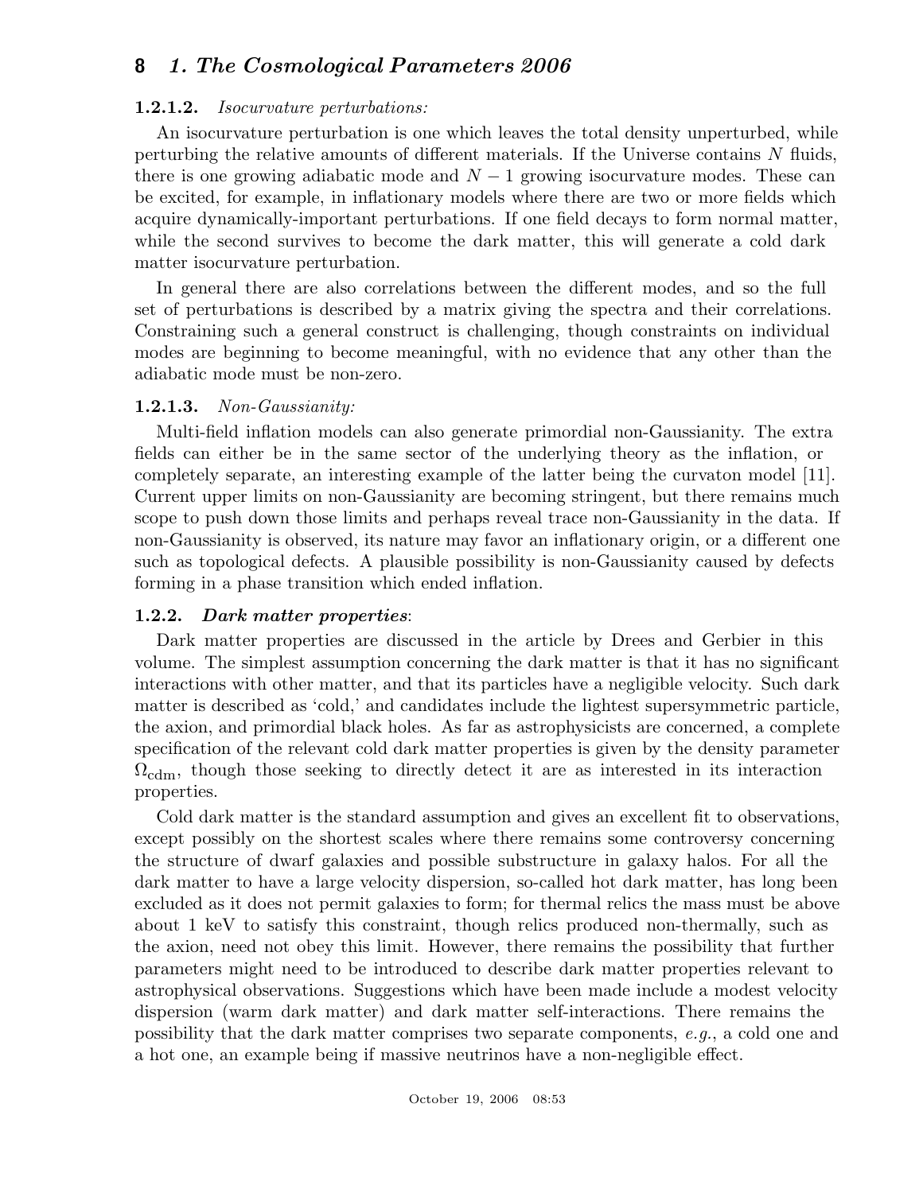### 1.2.1.2. *Isocurvature perturbations:*

An isocurvature perturbation is one which leaves the total density unperturbed, while perturbing the relative amounts of different materials. If the Universe contains $N$ fluids, there is one growing adiabatic mode and $N-1$ growing isocurvature modes. These can be excited, for example, in inflationary models where there are two or more fields which acquire dynamically-important perturbations. If one field decays to form normal matter, while the second survives to become the dark matter, this will generate a cold dark matter isocurvature perturbation.

In general there are also correlations between the different modes, and so the full set of perturbations is described by a matrix giving the spectra and their correlations. Constraining such a general construct is challenging, though constraints on individual modes are beginning to become meaningful, with no evidence that any other than the adiabatic mode must be non-zero.

### 1.2.1.3. *Non-Gaussianity:*

Multi-field inflation models can also generate primordial non-Gaussianity. The extra fields can either be in the same sector of the underlying theory as the inflation, or completely separate, an interesting example of the latter being the curvaton model [11]. Current upper limits on non-Gaussianity are becoming stringent, but there remains much scope to push down those limits and perhaps reveal trace non-Gaussianity in the data. If non-Gaussianity is observed, its nature may favor an inflationary origin, or a different one such as topological defects. A plausible possibility is non-Gaussianity caused by defects forming in a phase transition which ended inflation.

### 1.2.2. ***Dark matter properties***:

Dark matter properties are discussed in the article by Drees and Gerbier in this volume. The simplest assumption concerning the dark matter is that it has no significant interactions with other matter, and that its particles have a negligible velocity. Such dark matter is described as 'cold,' and candidates include the lightest supersymmetric particle, the axion, and primordial black holes. As far as astrophysicists are concerned, a complete specification of the relevant cold dark matter properties is given by the density parameter $\Omega_{\rm cdm}$, though those seeking to directly detect it are as interested in its interaction properties.

Cold dark matter is the standard assumption and gives an excellent fit to observations, except possibly on the shortest scales where there remains some controversy concerning the structure of dwarf galaxies and possible substructure in galaxy halos. For all the dark matter to have a large velocity dispersion, so-called hot dark matter, has long been excluded as it does not permit galaxies to form; for thermal relics the mass must be above about 1 keV to satisfy this constraint, though relics produced non-thermally, such as the axion, need not obey this limit. However, there remains the possibility that further parameters might need to be introduced to describe dark matter properties relevant to astrophysical observations. Suggestions which have been made include a modest velocity dispersion (warm dark matter) and dark matter self-interactions. There remains the possibility that the dark matter comprises two separate components, *e.g.*, a cold one and a hot one, an example being if massive neutrinos have a non-negligible effect.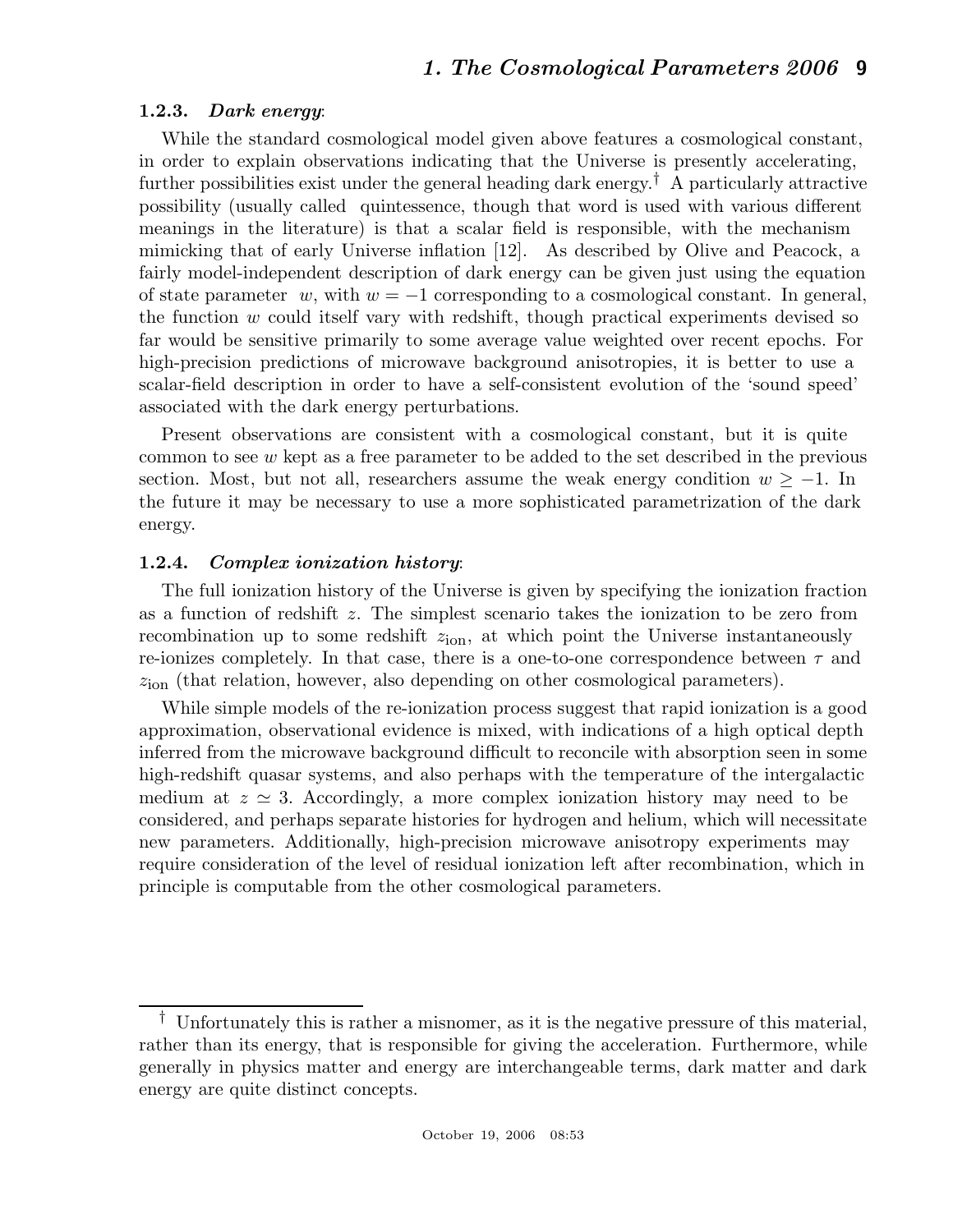### 1.2.3. *Dark energy*:

While the standard cosmological model given above features a cosmological constant, in order to explain observations indicating that the Universe is presently accelerating, further possibilities exist under the general heading dark energy.† A particularly attractive possibility (usually called quintessence, though that word is used with various different meanings in the literature) is that a scalar field is responsible, with the mechanism mimicking that of early Universe inflation [12]. As described by Olive and Peacock, a fairly model-independent description of dark energy can be given just using the equation of state parameter $w$, with $w = -1$ corresponding to a cosmological constant. In general, the function $w$ could itself vary with redshift, though practical experiments devised so far would be sensitive primarily to some average value weighted over recent epochs. For high-precision predictions of microwave background anisotropies, it is better to use a scalar-field description in order to have a self-consistent evolution of the 'sound speed' associated with the dark energy perturbations.

Present observations are consistent with a cosmological constant, but it is quite common to see $w$ kept as a free parameter to be added to the set described in the previous section. Most, but not all, researchers assume the weak energy condition $w \geq -1$. In the future it may be necessary to use a more sophisticated parametrization of the dark energy.

### 1.2.4. *Complex ionization history*:

The full ionization history of the Universe is given by specifying the ionization fraction as a function of redshift $z$. The simplest scenario takes the ionization to be zero from recombination up to some redshift $z_{\rm ion}$, at which point the Universe instantaneously re-ionizes completely. In that case, there is a one-to-one correspondence between $\tau$ and $z_{\rm ion}$ (that relation, however, also depending on other cosmological parameters).

While simple models of the re-ionization process suggest that rapid ionization is a good approximation, observational evidence is mixed, with indications of a high optical depth inferred from the microwave background difficult to reconcile with absorption seen in some high-redshift quasar systems, and also perhaps with the temperature of the intergalactic medium at $z \simeq 3$. Accordingly, a more complex ionization history may need to be considered, and perhaps separate histories for hydrogen and helium, which will necessitate new parameters. Additionally, high-precision microwave anisotropy experiments may require consideration of the level of residual ionization left after recombination, which in principle is computable from the other cosmological parameters.

---

† Unfortunately this is rather a misnomer, as it is the negative pressure of this material, rather than its energy, that is responsible for giving the acceleration. Furthermore, while generally in physics matter and energy are interchangeable terms, dark matter and dark energy are quite distinct concepts.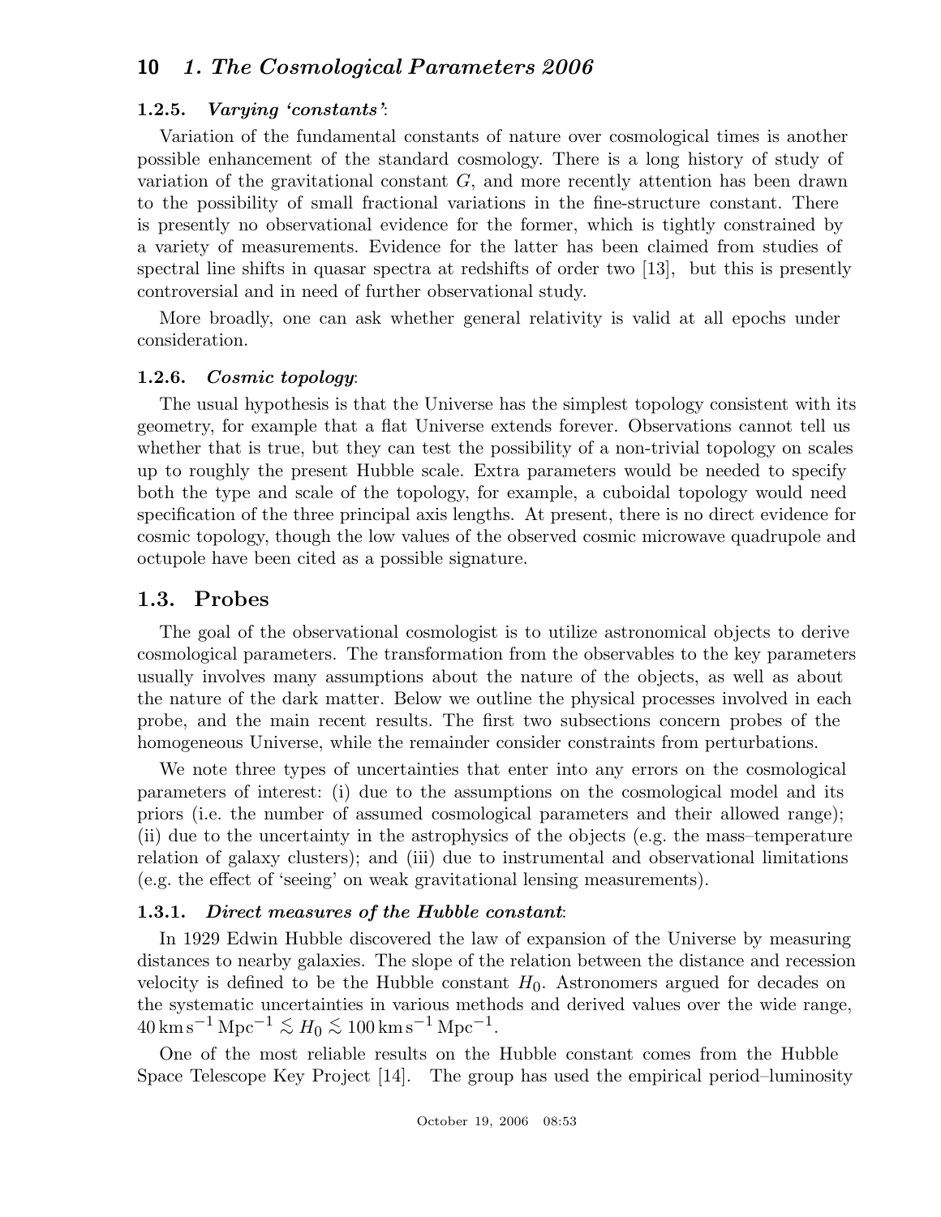#### 1.2.5. *Varying 'constants'*:

Variation of the fundamental constants of nature over cosmological times is another possible enhancement of the standard cosmology. There is a long history of study of variation of the gravitational constant $G$, and more recently attention has been drawn to the possibility of small fractional variations in the fine-structure constant. There is presently no observational evidence for the former, which is tightly constrained by a variety of measurements. Evidence for the latter has been claimed from studies of spectral line shifts in quasar spectra at redshifts of order two [13], but this is presently controversial and in need of further observational study.

More broadly, one can ask whether general relativity is valid at all epochs under consideration.

#### 1.2.6. *Cosmic topology*:

The usual hypothesis is that the Universe has the simplest topology consistent with its geometry, for example that a flat Universe extends forever. Observations cannot tell us whether that is true, but they can test the possibility of a non-trivial topology on scales up to roughly the present Hubble scale. Extra parameters would be needed to specify both the type and scale of the topology, for example, a cuboidal topology would need specification of the three principal axis lengths. At present, there is no direct evidence for cosmic topology, though the low values of the observed cosmic microwave quadrupole and octupole have been cited as a possible signature.

## 1.3. Probes

The goal of the observational cosmologist is to utilize astronomical objects to derive cosmological parameters. The transformation from the observables to the key parameters usually involves many assumptions about the nature of the objects, as well as about the nature of the dark matter. Below we outline the physical processes involved in each probe, and the main recent results. The first two subsections concern probes of the homogeneous Universe, while the remainder consider constraints from perturbations.

We note three types of uncertainties that enter into any errors on the cosmological parameters of interest: (i) due to the assumptions on the cosmological model and its priors (i.e. the number of assumed cosmological parameters and their allowed range); (ii) due to the uncertainty in the astrophysics of the objects (e.g. the mass–temperature relation of galaxy clusters); and (iii) due to instrumental and observational limitations (e.g. the effect of 'seeing' on weak gravitational lensing measurements).

#### 1.3.1. *Direct measures of the Hubble constant*:

In 1929 Edwin Hubble discovered the law of expansion of the Universe by measuring distances to nearby galaxies. The slope of the relation between the distance and recession velocity is defined to be the Hubble constant $H_0$. Astronomers argued for decades on the systematic uncertainties in various methods and derived values over the wide range, $40\,\mathrm{km\,s^{-1}\,Mpc^{-1}} \lesssim H_0 \lesssim 100\,\mathrm{km\,s^{-1}\,Mpc^{-1}}$.

One of the most reliable results on the Hubble constant comes from the Hubble Space Telescope Key Project [14]. The group has used the empirical period–luminosity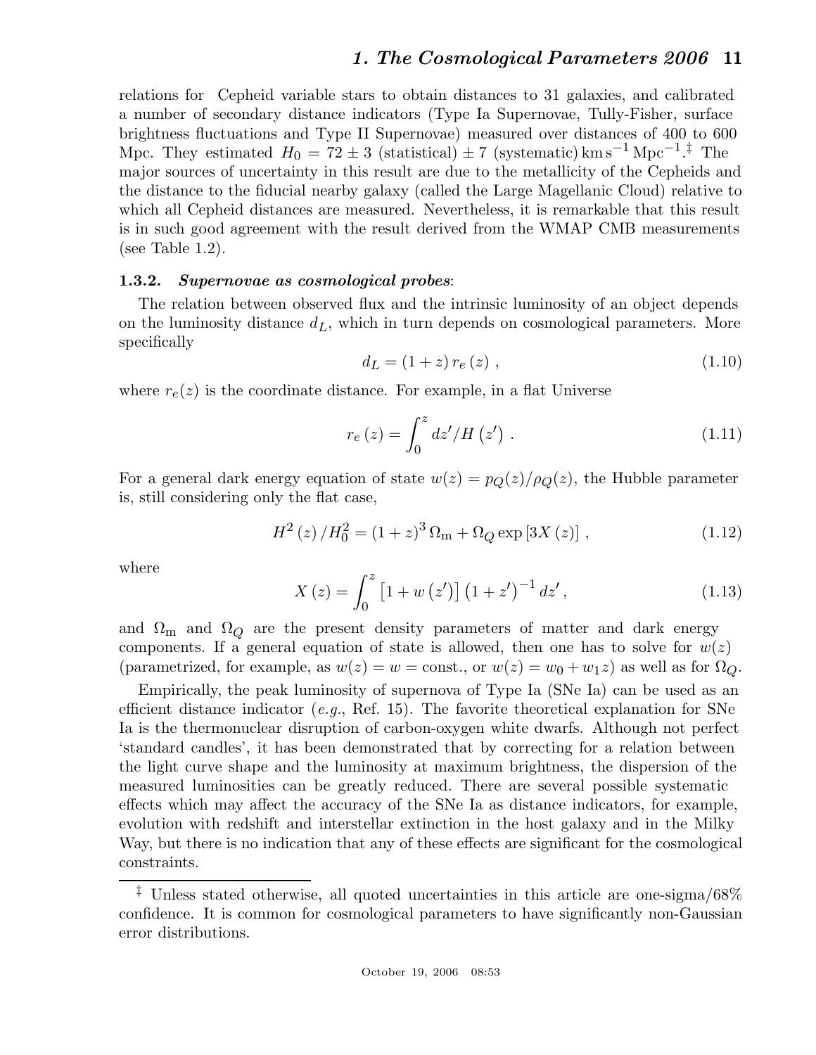relations for Cepheid variable stars to obtain distances to 31 galaxies, and calibrated a number of secondary distance indicators (Type Ia Supernovae, Tully-Fisher, surface brightness fluctuations and Type II Supernovae) measured over distances of 400 to 600 Mpc. They estimated $H_0 = 72 \pm 3$ (statistical) $\pm\, 7$ (systematic) $\mathrm{km\,s^{-1}\,Mpc^{-1}}$.[‡] The major sources of uncertainty in this result are due to the metallicity of the Cepheids and the distance to the fiducial nearby galaxy (called the Large Magellanic Cloud) relative to which all Cepheid distances are measured. Nevertheless, it is remarkable that this result is in such good agreement with the result derived from the WMAP CMB measurements (see Table 1.2).

### 1.3.2. *Supernovae as cosmological probes*:

The relation between observed flux and the intrinsic luminosity of an object depends on the luminosity distance $d_L$, which in turn depends on cosmological parameters. More specifically

$$d_L = (1+z)\, r_e\,(z)\ , \tag{1.10}$$

where $r_e(z)$ is the coordinate distance. For example, in a flat Universe

$$r_e\,(z) = \int_0^z dz'/H\left(z'\right)\ . \tag{1.11}$$

For a general dark energy equation of state $w(z) = p_Q(z)/\rho_Q(z)$, the Hubble parameter is, still considering only the flat case,

$$H^2\,(z)\,/H_0^2 = (1+z)^3\,\Omega_{\mathrm{m}} + \Omega_Q \exp\left[3X\,(z)\right]\ , \tag{1.12}$$

where

$$X\,(z) = \int_0^z \left[1 + w\left(z'\right)\right]\left(1+z'\right)^{-1} dz'\ , \tag{1.13}$$

and $\Omega_{\mathrm{m}}$ and $\Omega_Q$ are the present density parameters of matter and dark energy components. If a general equation of state is allowed, then one has to solve for $w(z)$ (parametrized, for example, as $w(z) = w = \text{const.}$, or $w(z) = w_0 + w_1 z$) as well as for $\Omega_Q$.

Empirically, the peak luminosity of supernova of Type Ia (SNe Ia) can be used as an efficient distance indicator (*e.g.*, Ref. 15). The favorite theoretical explanation for SNe Ia is the thermonuclear disruption of carbon-oxygen white dwarfs. Although not perfect 'standard candles', it has been demonstrated that by correcting for a relation between the light curve shape and the luminosity at maximum brightness, the dispersion of the measured luminosities can be greatly reduced. There are several possible systematic effects which may affect the accuracy of the SNe Ia as distance indicators, for example, evolution with redshift and interstellar extinction in the host galaxy and in the Milky Way, but there is no indication that any of these effects are significant for the cosmological constraints.

---

[‡] Unless stated otherwise, all quoted uncertainties in this article are one-sigma/68% confidence. It is common for cosmological parameters to have significantly non-Gaussian error distributions.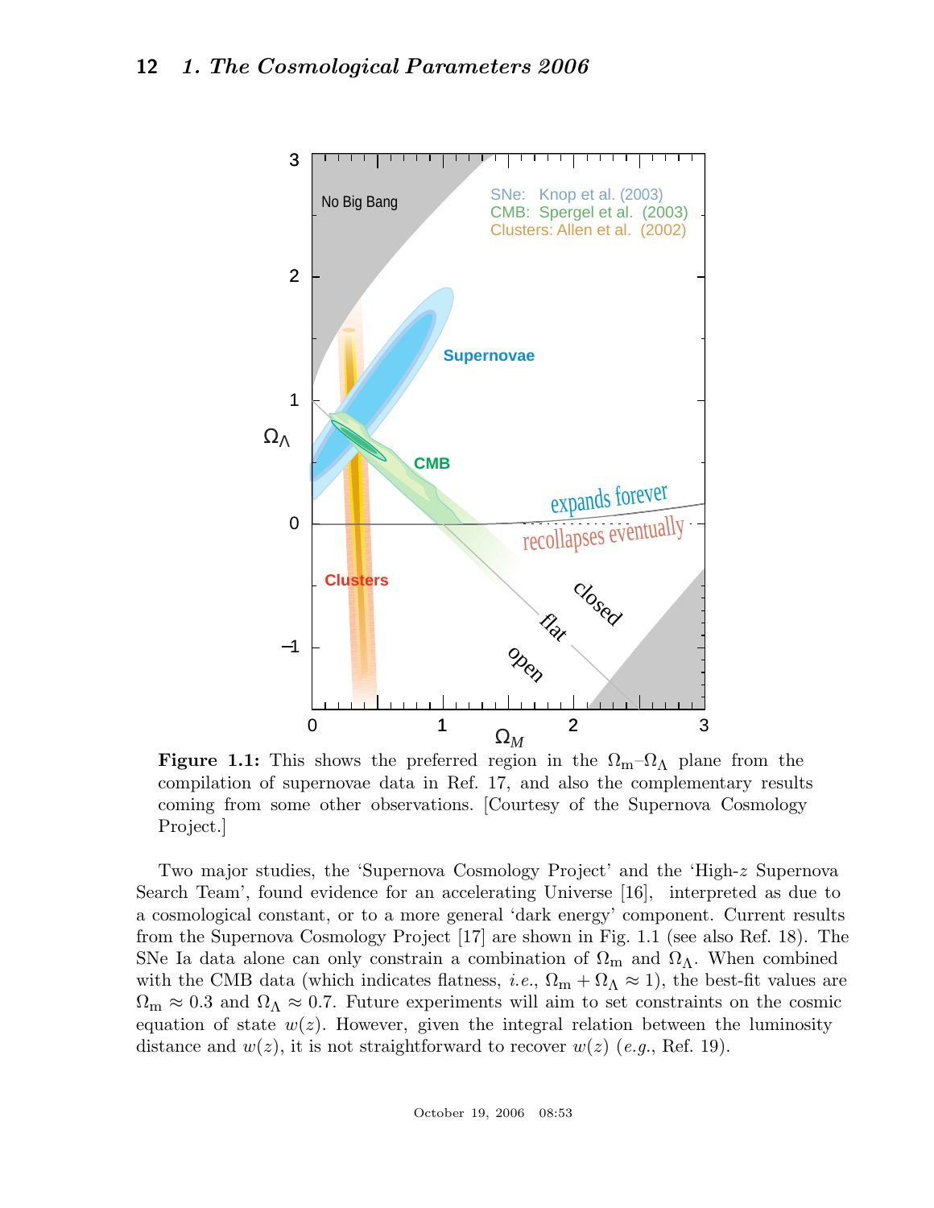**Figure 1.1:** This shows the preferred region in the $\Omega_m$–$\Omega_\Lambda$ plane from the compilation of supernovae data in Ref. 17, and also the complementary results coming from some other observations. [Courtesy of the Supernova Cosmology Project.]

Two major studies, the 'Supernova Cosmology Project' and the 'High-$z$ Supernova Search Team', found evidence for an accelerating Universe [16], interpreted as due to a cosmological constant, or to a more general 'dark energy' component. Current results from the Supernova Cosmology Project [17] are shown in Fig. 1.1 (see also Ref. 18). The SNe Ia data alone can only constrain a combination of $\Omega_m$ and $\Omega_\Lambda$. When combined with the CMB data (which indicates flatness, *i.e.*, $\Omega_m + \Omega_\Lambda \approx 1$), the best-fit values are $\Omega_m \approx 0.3$ and $\Omega_\Lambda \approx 0.7$. Future experiments will aim to set constraints on the cosmic equation of state $w(z)$. However, given the integral relation between the luminosity distance and $w(z)$, it is not straightforward to recover $w(z)$ (*e.g.*, Ref. 19).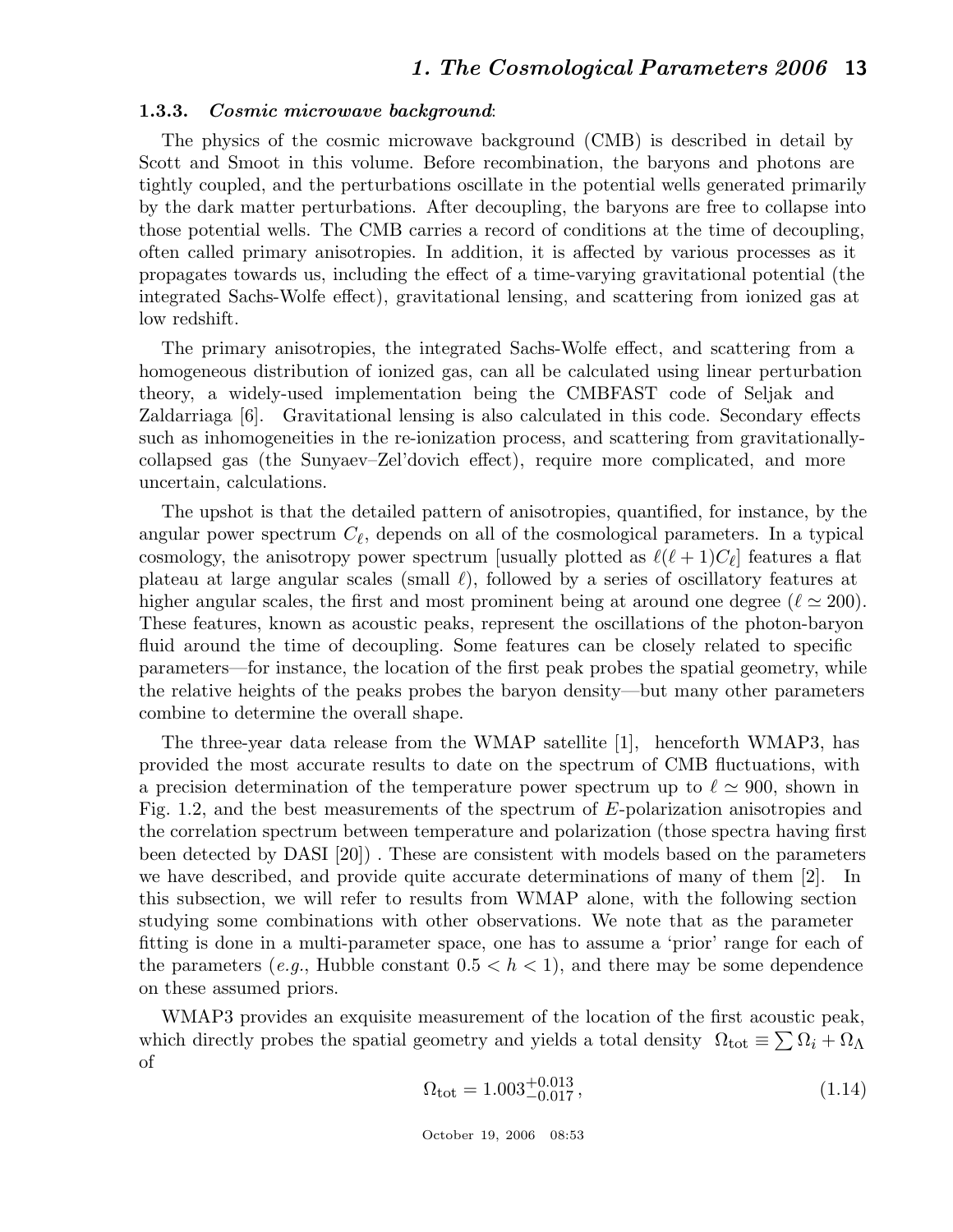### 1.3.3. *Cosmic microwave background*:

The physics of the cosmic microwave background (CMB) is described in detail by Scott and Smoot in this volume. Before recombination, the baryons and photons are tightly coupled, and the perturbations oscillate in the potential wells generated primarily by the dark matter perturbations. After decoupling, the baryons are free to collapse into those potential wells. The CMB carries a record of conditions at the time of decoupling, often called primary anisotropies. In addition, it is affected by various processes as it propagates towards us, including the effect of a time-varying gravitational potential (the integrated Sachs-Wolfe effect), gravitational lensing, and scattering from ionized gas at low redshift.

The primary anisotropies, the integrated Sachs-Wolfe effect, and scattering from a homogeneous distribution of ionized gas, can all be calculated using linear perturbation theory, a widely-used implementation being the CMBFAST code of Seljak and Zaldarriaga [6]. Gravitational lensing is also calculated in this code. Secondary effects such as inhomogeneities in the re-ionization process, and scattering from gravitationally-collapsed gas (the Sunyaev–Zel'dovich effect), require more complicated, and more uncertain, calculations.

The upshot is that the detailed pattern of anisotropies, quantified, for instance, by the angular power spectrum $C_\ell$, depends on all of the cosmological parameters. In a typical cosmology, the anisotropy power spectrum [usually plotted as $\ell(\ell+1)C_\ell$] features a flat plateau at large angular scales (small $\ell$), followed by a series of oscillatory features at higher angular scales, the first and most prominent being at around one degree ($\ell \simeq 200$). These features, known as acoustic peaks, represent the oscillations of the photon-baryon fluid around the time of decoupling. Some features can be closely related to specific parameters—for instance, the location of the first peak probes the spatial geometry, while the relative heights of the peaks probes the baryon density—but many other parameters combine to determine the overall shape.

The three-year data release from the WMAP satellite [1], henceforth WMAP3, has provided the most accurate results to date on the spectrum of CMB fluctuations, with a precision determination of the temperature power spectrum up to $\ell \simeq 900$, shown in Fig. 1.2, and the best measurements of the spectrum of $E$-polarization anisotropies and the correlation spectrum between temperature and polarization (those spectra having first been detected by DASI [20]) . These are consistent with models based on the parameters we have described, and provide quite accurate determinations of many of them [2]. In this subsection, we will refer to results from WMAP alone, with the following section studying some combinations with other observations. We note that as the parameter fitting is done in a multi-parameter space, one has to assume a 'prior' range for each of the parameters (*e.g.*, Hubble constant $0.5 < h < 1$), and there may be some dependence on these assumed priors.

WMAP3 provides an exquisite measurement of the location of the first acoustic peak, which directly probes the spatial geometry and yields a total density $\Omega_{\rm tot} \equiv \sum \Omega_i + \Omega_\Lambda$ of

$$\Omega_{\rm tot} = 1.003^{+0.013}_{-0.017}\,, \tag{1.14}$$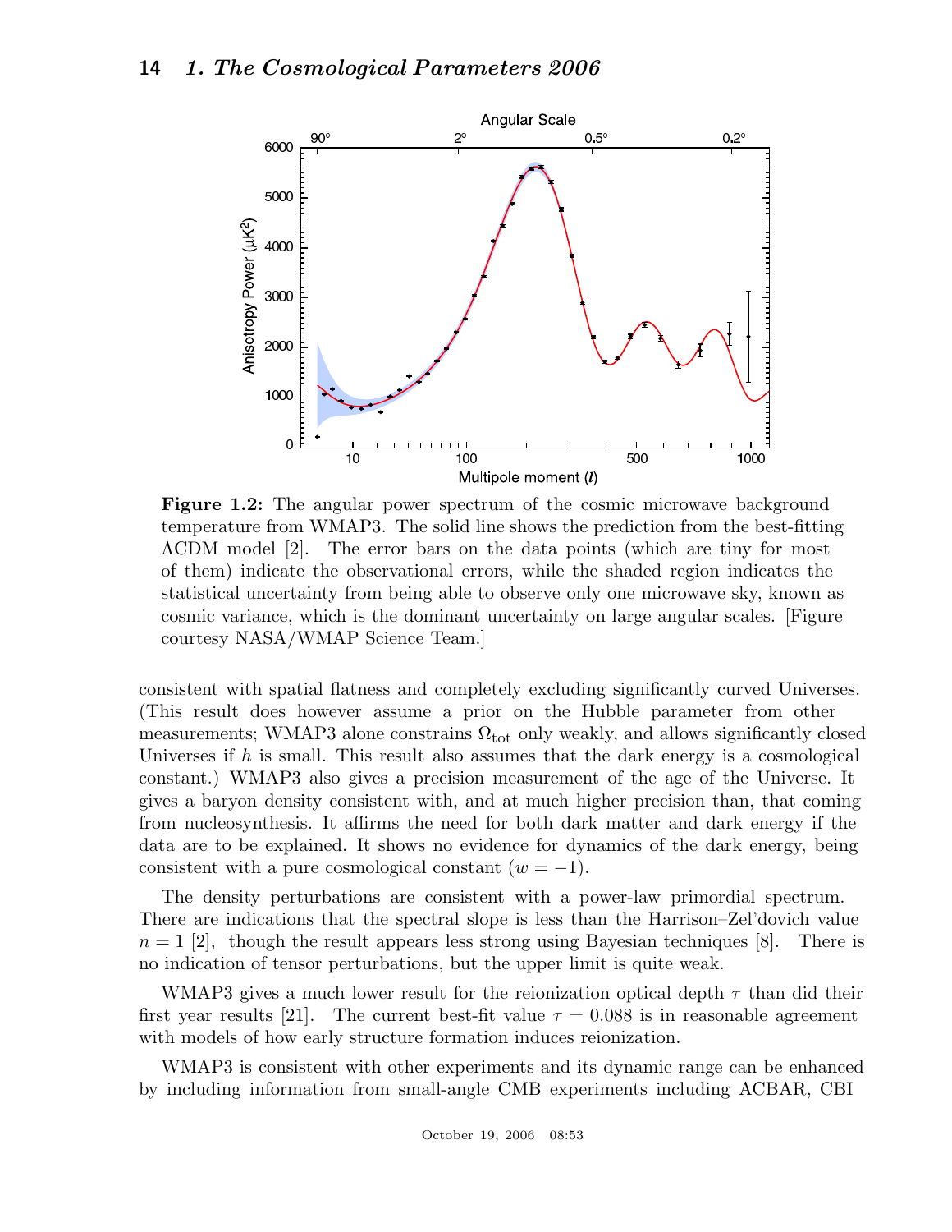**Figure 1.2:** The angular power spectrum of the cosmic microwave background temperature from WMAP3. The solid line shows the prediction from the best-fitting ΛCDM model [2]. The error bars on the data points (which are tiny for most of them) indicate the observational errors, while the shaded region indicates the statistical uncertainty from being able to observe only one microwave sky, known as cosmic variance, which is the dominant uncertainty on large angular scales. [Figure courtesy NASA/WMAP Science Team.]

consistent with spatial flatness and completely excluding significantly curved Universes. (This result does however assume a prior on the Hubble parameter from other measurements; WMAP3 alone constrains $\Omega_{\rm tot}$ only weakly, and allows significantly closed Universes if $h$ is small. This result also assumes that the dark energy is a cosmological constant.) WMAP3 also gives a precision measurement of the age of the Universe. It gives a baryon density consistent with, and at much higher precision than, that coming from nucleosynthesis. It affirms the need for both dark matter and dark energy if the data are to be explained. It shows no evidence for dynamics of the dark energy, being consistent with a pure cosmological constant ($w = -1$).

The density perturbations are consistent with a power-law primordial spectrum. There are indications that the spectral slope is less than the Harrison–Zel'dovich value $n = 1$ [2], though the result appears less strong using Bayesian techniques [8]. There is no indication of tensor perturbations, but the upper limit is quite weak.

WMAP3 gives a much lower result for the reionization optical depth $\tau$ than did their first year results [21]. The current best-fit value $\tau = 0.088$ is in reasonable agreement with models of how early structure formation induces reionization.

WMAP3 is consistent with other experiments and its dynamic range can be enhanced by including information from small-angle CMB experiments including ACBAR, CBI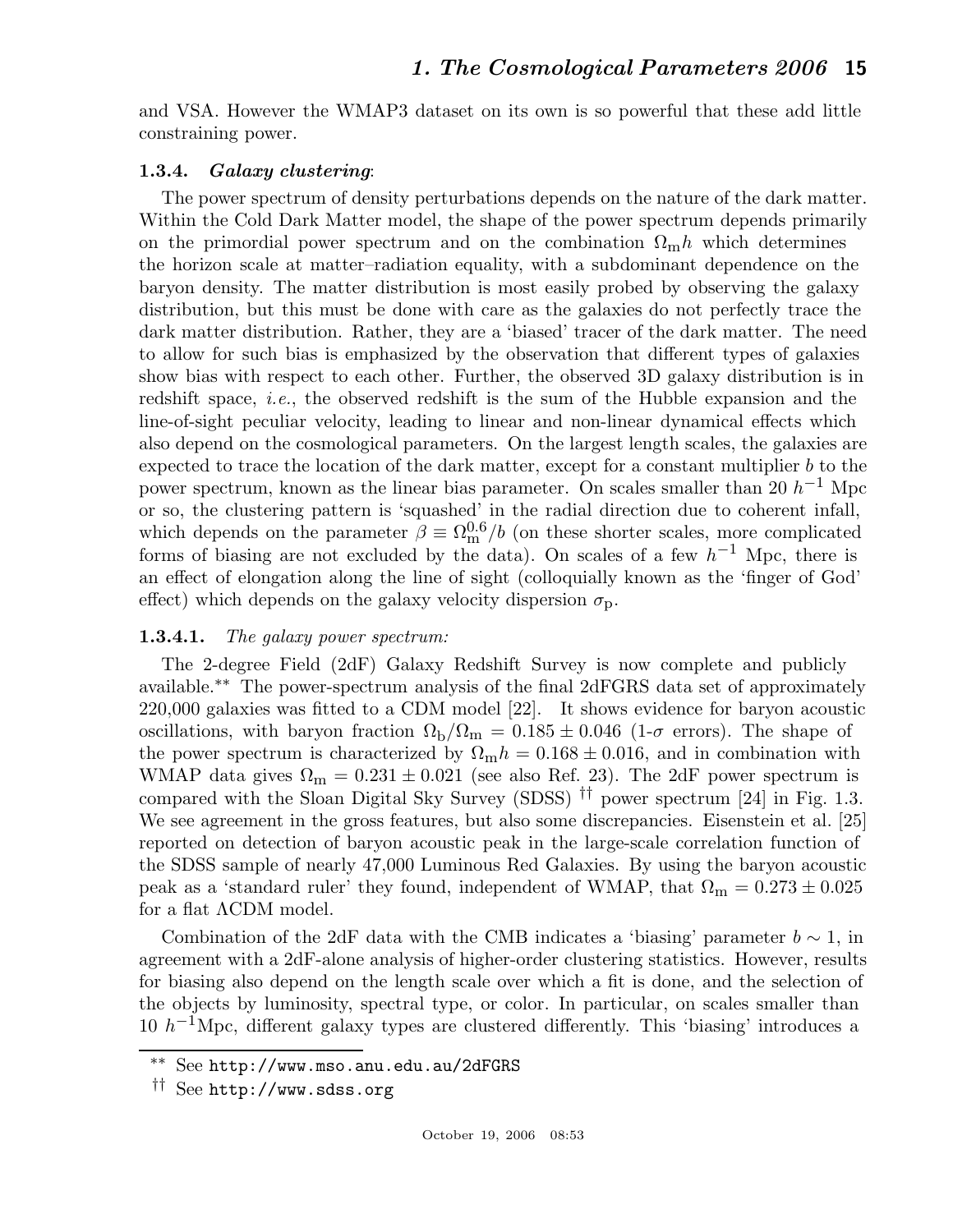and VSA. However the WMAP3 dataset on its own is so powerful that these add little constraining power.

### 1.3.4. *Galaxy clustering*:

The power spectrum of density perturbations depends on the nature of the dark matter. Within the Cold Dark Matter model, the shape of the power spectrum depends primarily on the primordial power spectrum and on the combination $\Omega_{\rm m}h$ which determines the horizon scale at matter–radiation equality, with a subdominant dependence on the baryon density. The matter distribution is most easily probed by observing the galaxy distribution, but this must be done with care as the galaxies do not perfectly trace the dark matter distribution. Rather, they are a 'biased' tracer of the dark matter. The need to allow for such bias is emphasized by the observation that different types of galaxies show bias with respect to each other. Further, the observed 3D galaxy distribution is in redshift space, *i.e.*, the observed redshift is the sum of the Hubble expansion and the line-of-sight peculiar velocity, leading to linear and non-linear dynamical effects which also depend on the cosmological parameters. On the largest length scales, the galaxies are expected to trace the location of the dark matter, except for a constant multiplier $b$ to the power spectrum, known as the linear bias parameter. On scales smaller than 20 $h^{-1}$ Mpc or so, the clustering pattern is 'squashed' in the radial direction due to coherent infall, which depends on the parameter $\beta \equiv \Omega_{\rm m}^{0.6}/b$ (on these shorter scales, more complicated forms of biasing are not excluded by the data). On scales of a few $h^{-1}$ Mpc, there is an effect of elongation along the line of sight (colloquially known as the 'finger of God' effect) which depends on the galaxy velocity dispersion $\sigma_{\rm p}$.

#### 1.3.4.1. *The galaxy power spectrum:*

The 2-degree Field (2dF) Galaxy Redshift Survey is now complete and publicly available.[\*\*] The power-spectrum analysis of the final 2dFGRS data set of approximately 220,000 galaxies was fitted to a CDM model [22]. It shows evidence for baryon acoustic oscillations, with baryon fraction $\Omega_{\rm b}/\Omega_{\rm m} = 0.185 \pm 0.046$ (1-$\sigma$ errors). The shape of the power spectrum is characterized by $\Omega_{\rm m}h = 0.168 \pm 0.016$, and in combination with WMAP data gives $\Omega_{\rm m} = 0.231 \pm 0.021$ (see also Ref. 23). The 2dF power spectrum is compared with the Sloan Digital Sky Survey (SDSS) [††] power spectrum [24] in Fig. 1.3. We see agreement in the gross features, but also some discrepancies. Eisenstein et al. [25] reported on detection of baryon acoustic peak in the large-scale correlation function of the SDSS sample of nearly 47,000 Luminous Red Galaxies. By using the baryon acoustic peak as a 'standard ruler' they found, independent of WMAP, that $\Omega_{\rm m} = 0.273 \pm 0.025$ for a flat ΛCDM model.

Combination of the 2dF data with the CMB indicates a 'biasing' parameter $b \sim 1$, in agreement with a 2dF-alone analysis of higher-order clustering statistics. However, results for biasing also depend on the length scale over which a fit is done, and the selection of the objects by luminosity, spectral type, or color. In particular, on scales smaller than 10 $h^{-1}$Mpc, different galaxy types are clustered differently. This 'biasing' introduces a

---

[\*\*] See http://www.mso.anu.edu.au/2dFGRS

[††] See http://www.sdss.org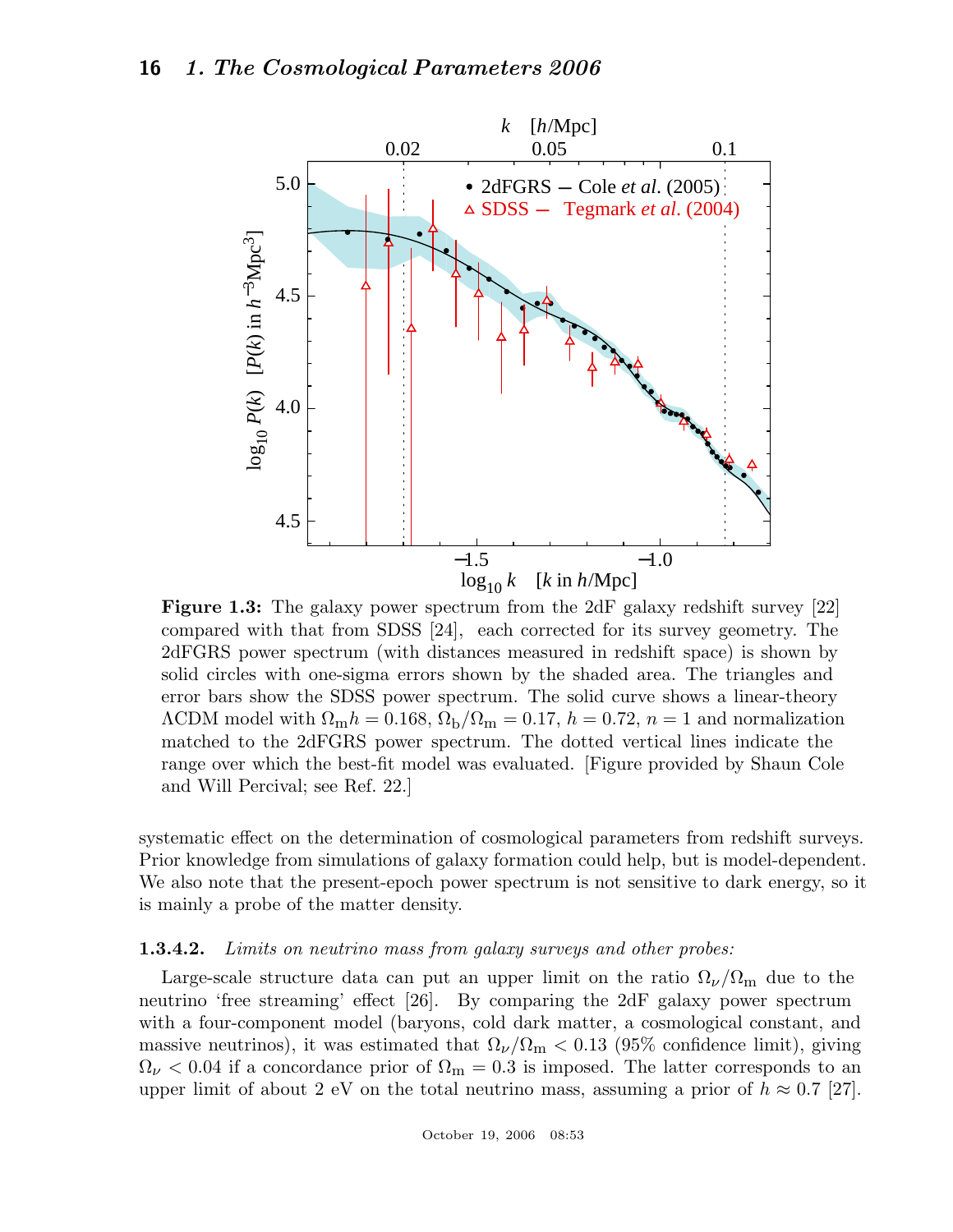**Figure 1.3:** The galaxy power spectrum from the 2dF galaxy redshift survey [22] compared with that from SDSS [24], each corrected for its survey geometry. The 2dFGRS power spectrum (with distances measured in redshift space) is shown by solid circles with one-sigma errors shown by the shaded area. The triangles and error bars show the SDSS power spectrum. The solid curve shows a linear-theory ΛCDM model with $\Omega_{\rm m}h = 0.168$, $\Omega_{\rm b}/\Omega_{\rm m} = 0.17$, $h = 0.72$, $n = 1$ and normalization matched to the 2dFGRS power spectrum. The dotted vertical lines indicate the range over which the best-fit model was evaluated. [Figure provided by Shaun Cole and Will Percival; see Ref. 22.]

systematic effect on the determination of cosmological parameters from redshift surveys. Prior knowledge from simulations of galaxy formation could help, but is model-dependent. We also note that the present-epoch power spectrum is not sensitive to dark energy, so it is mainly a probe of the matter density.

#### 1.3.4.2. *Limits on neutrino mass from galaxy surveys and other probes:*

Large-scale structure data can put an upper limit on the ratio $\Omega_\nu/\Omega_{\rm m}$ due to the neutrino 'free streaming' effect [26]. By comparing the 2dF galaxy power spectrum with a four-component model (baryons, cold dark matter, a cosmological constant, and massive neutrinos), it was estimated that $\Omega_\nu/\Omega_{\rm m} < 0.13$ (95% confidence limit), giving $\Omega_\nu < 0.04$ if a concordance prior of $\Omega_{\rm m} = 0.3$ is imposed. The latter corresponds to an upper limit of about 2 eV on the total neutrino mass, assuming a prior of $h \approx 0.7$ [27].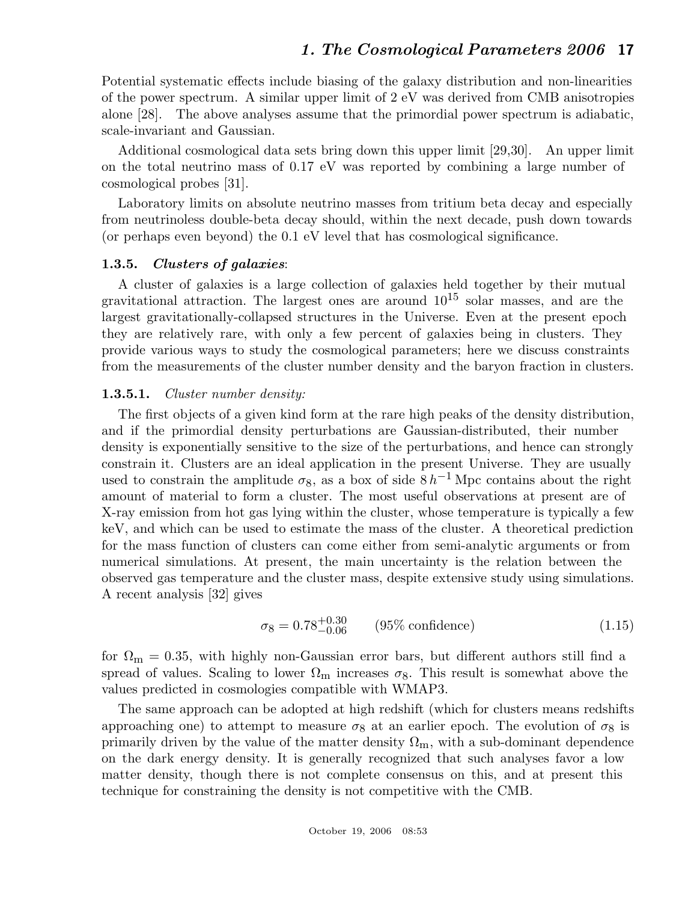Potential systematic effects include biasing of the galaxy distribution and non-linearities of the power spectrum. A similar upper limit of 2 eV was derived from CMB anisotropies alone [28]. The above analyses assume that the primordial power spectrum is adiabatic, scale-invariant and Gaussian.

Additional cosmological data sets bring down this upper limit [29,30]. An upper limit on the total neutrino mass of 0.17 eV was reported by combining a large number of cosmological probes [31].

Laboratory limits on absolute neutrino masses from tritium beta decay and especially from neutrinoless double-beta decay should, within the next decade, push down towards (or perhaps even beyond) the 0.1 eV level that has cosmological significance.

### 1.3.5. *Clusters of galaxies*:

A cluster of galaxies is a large collection of galaxies held together by their mutual gravitational attraction. The largest ones are around $10^{15}$ solar masses, and are the largest gravitationally-collapsed structures in the Universe. Even at the present epoch they are relatively rare, with only a few percent of galaxies being in clusters. They provide various ways to study the cosmological parameters; here we discuss constraints from the measurements of the cluster number density and the baryon fraction in clusters.

#### 1.3.5.1. *Cluster number density:*

The first objects of a given kind form at the rare high peaks of the density distribution, and if the primordial density perturbations are Gaussian-distributed, their number density is exponentially sensitive to the size of the perturbations, and hence can strongly constrain it. Clusters are an ideal application in the present Universe. They are usually used to constrain the amplitude $\sigma_8$, as a box of side $8\,h^{-1}\,\mathrm{Mpc}$ contains about the right amount of material to form a cluster. The most useful observations at present are of X-ray emission from hot gas lying within the cluster, whose temperature is typically a few keV, and which can be used to estimate the mass of the cluster. A theoretical prediction for the mass function of clusters can come either from semi-analytic arguments or from numerical simulations. At present, the main uncertainty is the relation between the observed gas temperature and the cluster mass, despite extensive study using simulations. A recent analysis [32] gives

$$\sigma_8 = 0.78^{+0.30}_{-0.06} \qquad \text{(95\% confidence)} \tag{1.15}$$

for $\Omega_{\mathrm{m}} = 0.35$, with highly non-Gaussian error bars, but different authors still find a spread of values. Scaling to lower $\Omega_{\mathrm{m}}$ increases $\sigma_8$. This result is somewhat above the values predicted in cosmologies compatible with WMAP3.

The same approach can be adopted at high redshift (which for clusters means redshifts approaching one) to attempt to measure $\sigma_8$ at an earlier epoch. The evolution of $\sigma_8$ is primarily driven by the value of the matter density $\Omega_{\mathrm{m}}$, with a sub-dominant dependence on the dark energy density. It is generally recognized that such analyses favor a low matter density, though there is not complete consensus on this, and at present this technique for constraining the density is not competitive with the CMB.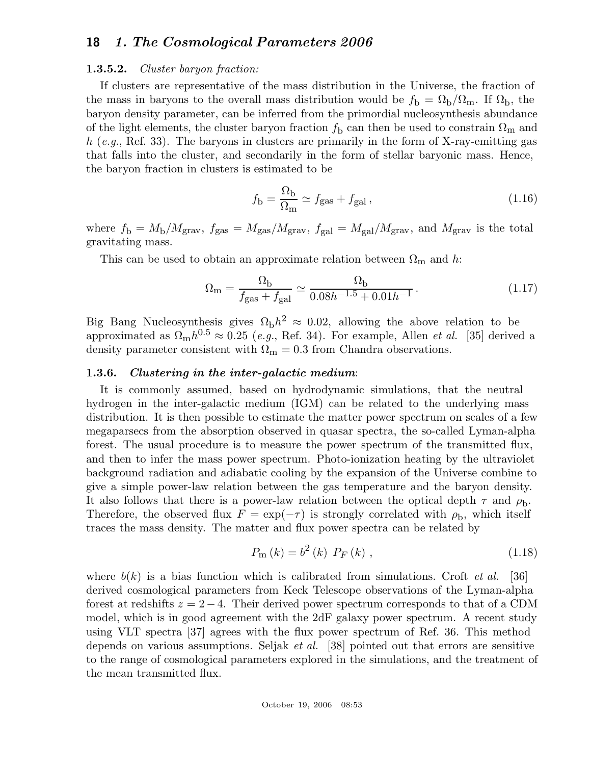#### 1.3.5.2. *Cluster baryon fraction:*

If clusters are representative of the mass distribution in the Universe, the fraction of the mass in baryons to the overall mass distribution would be $f_\mathrm{b} = \Omega_\mathrm{b}/\Omega_\mathrm{m}$. If $\Omega_\mathrm{b}$, the baryon density parameter, can be inferred from the primordial nucleosynthesis abundance of the light elements, the cluster baryon fraction $f_\mathrm{b}$ can then be used to constrain $\Omega_\mathrm{m}$ and $h$ (*e.g.*, Ref. 33). The baryons in clusters are primarily in the form of X-ray-emitting gas that falls into the cluster, and secondarily in the form of stellar baryonic mass. Hence, the baryon fraction in clusters is estimated to be

$$f_\mathrm{b} = \frac{\Omega_\mathrm{b}}{\Omega_\mathrm{m}} \simeq f_\mathrm{gas} + f_\mathrm{gal} \,, \tag{1.16}$$

where $f_\mathrm{b} = M_\mathrm{b}/M_\mathrm{grav}$, $f_\mathrm{gas} = M_\mathrm{gas}/M_\mathrm{grav}$, $f_\mathrm{gal} = M_\mathrm{gal}/M_\mathrm{grav}$, and $M_\mathrm{grav}$ is the total gravitating mass.

This can be used to obtain an approximate relation between $\Omega_\mathrm{m}$ and $h$:

$$\Omega_\mathrm{m} = \frac{\Omega_\mathrm{b}}{f_\mathrm{gas} + f_\mathrm{gal}} \simeq \frac{\Omega_\mathrm{b}}{0.08h^{-1.5} + 0.01h^{-1}} \,. \tag{1.17}$$

Big Bang Nucleosynthesis gives $\Omega_\mathrm{b}h^2 \approx 0.02$, allowing the above relation to be approximated as $\Omega_\mathrm{m}h^{0.5} \approx 0.25$ (*e.g.*, Ref. 34). For example, Allen *et al.* [35] derived a density parameter consistent with $\Omega_\mathrm{m} = 0.3$ from Chandra observations.

### 1.3.6. *Clustering in the inter-galactic medium*:

It is commonly assumed, based on hydrodynamic simulations, that the neutral hydrogen in the inter-galactic medium (IGM) can be related to the underlying mass distribution. It is then possible to estimate the matter power spectrum on scales of a few megaparsecs from the absorption observed in quasar spectra, the so-called Lyman-alpha forest. The usual procedure is to measure the power spectrum of the transmitted flux, and then to infer the mass power spectrum. Photo-ionization heating by the ultraviolet background radiation and adiabatic cooling by the expansion of the Universe combine to give a simple power-law relation between the gas temperature and the baryon density. It also follows that there is a power-law relation between the optical depth $\tau$ and $\rho_\mathrm{b}$. Therefore, the observed flux $F = \exp(-\tau)$ is strongly correlated with $\rho_\mathrm{b}$, which itself traces the mass density. The matter and flux power spectra can be related by

$$P_\mathrm{m}(k) = b^2(k) \; P_F(k) \,, \tag{1.18}$$

where $b(k)$ is a bias function which is calibrated from simulations. Croft *et al.* [36] derived cosmological parameters from Keck Telescope observations of the Lyman-alpha forest at redshifts $z = 2-4$. Their derived power spectrum corresponds to that of a CDM model, which is in good agreement with the 2dF galaxy power spectrum. A recent study using VLT spectra [37] agrees with the flux power spectrum of Ref. 36. This method depends on various assumptions. Seljak *et al.* [38] pointed out that errors are sensitive to the range of cosmological parameters explored in the simulations, and the treatment of the mean transmitted flux.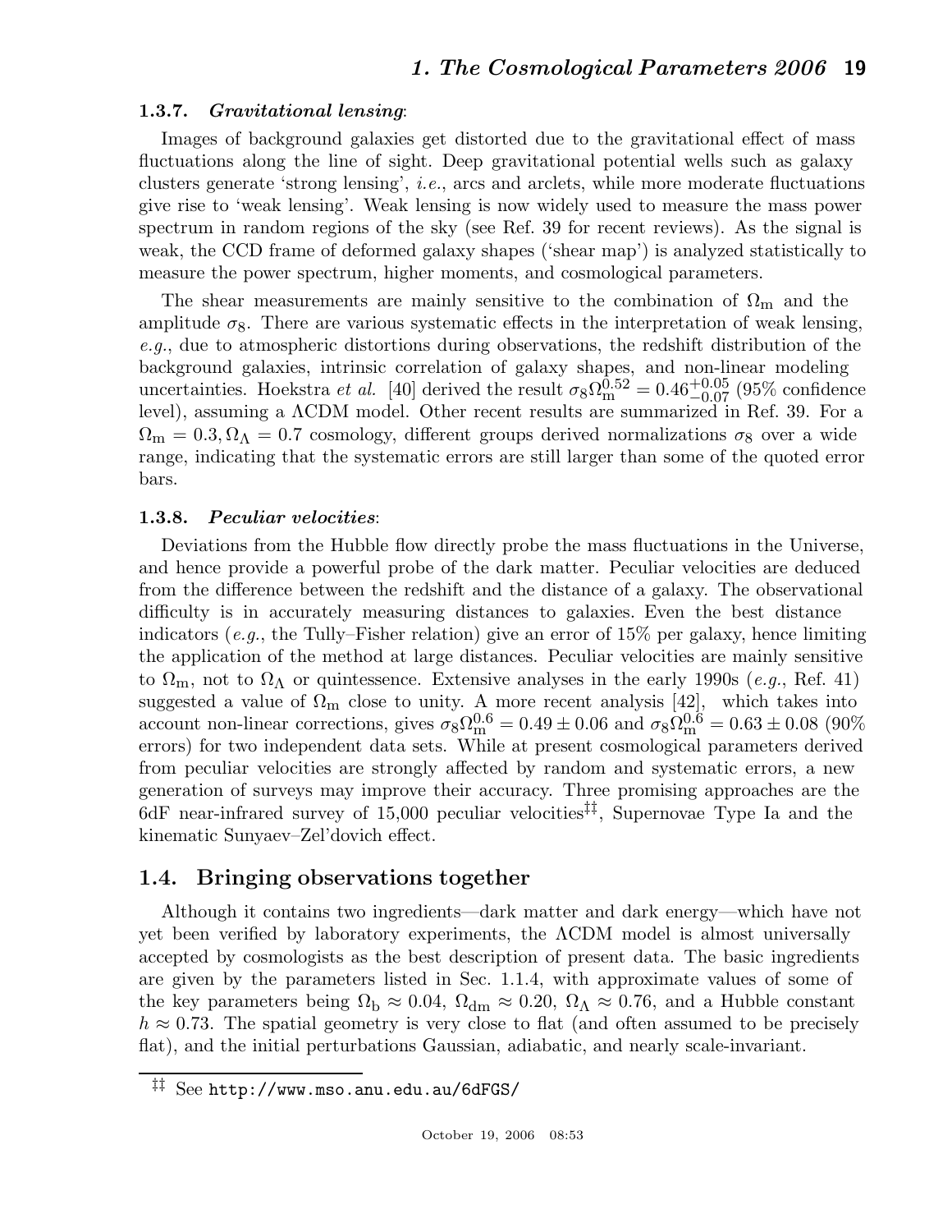#### 1.3.7. *Gravitational lensing*:

Images of background galaxies get distorted due to the gravitational effect of mass fluctuations along the line of sight. Deep gravitational potential wells such as galaxy clusters generate 'strong lensing', *i.e.*, arcs and arclets, while more moderate fluctuations give rise to 'weak lensing'. Weak lensing is now widely used to measure the mass power spectrum in random regions of the sky (see Ref. 39 for recent reviews). As the signal is weak, the CCD frame of deformed galaxy shapes ('shear map') is analyzed statistically to measure the power spectrum, higher moments, and cosmological parameters.

The shear measurements are mainly sensitive to the combination of $\Omega_{\rm m}$ and the amplitude $\sigma_8$. There are various systematic effects in the interpretation of weak lensing, *e.g.*, due to atmospheric distortions during observations, the redshift distribution of the background galaxies, intrinsic correlation of galaxy shapes, and non-linear modeling uncertainties. Hoekstra *et al.* [40] derived the result $\sigma_8 \Omega_{\rm m}^{0.52} = 0.46^{+0.05}_{-0.07}$ (95% confidence level), assuming a $\Lambda$CDM model. Other recent results are summarized in Ref. 39. For a $\Omega_{\rm m} = 0.3, \Omega_\Lambda = 0.7$ cosmology, different groups derived normalizations $\sigma_8$ over a wide range, indicating that the systematic errors are still larger than some of the quoted error bars.

#### 1.3.8. *Peculiar velocities*:

Deviations from the Hubble flow directly probe the mass fluctuations in the Universe, and hence provide a powerful probe of the dark matter. Peculiar velocities are deduced from the difference between the redshift and the distance of a galaxy. The observational difficulty is in accurately measuring distances to galaxies. Even the best distance indicators (*e.g.*, the Tully–Fisher relation) give an error of 15% per galaxy, hence limiting the application of the method at large distances. Peculiar velocities are mainly sensitive to $\Omega_{\rm m}$, not to $\Omega_\Lambda$ or quintessence. Extensive analyses in the early 1990s (*e.g.*, Ref. 41) suggested a value of $\Omega_{\rm m}$ close to unity. A more recent analysis [42], which takes into account non-linear corrections, gives $\sigma_8 \Omega_{\rm m}^{0.6} = 0.49 \pm 0.06$ and $\sigma_8 \Omega_{\rm m}^{0.6} = 0.63 \pm 0.08$ (90% errors) for two independent data sets. While at present cosmological parameters derived from peculiar velocities are strongly affected by random and systematic errors, a new generation of surveys may improve their accuracy. Three promising approaches are the 6dF near-infrared survey of 15,000 peculiar velocities[‡‡], Supernovae Type Ia and the kinematic Sunyaev–Zel'dovich effect.

## 1.4. Bringing observations together

Although it contains two ingredients—dark matter and dark energy—which have not yet been verified by laboratory experiments, the $\Lambda$CDM model is almost universally accepted by cosmologists as the best description of present data. The basic ingredients are given by the parameters listed in Sec. 1.1.4, with approximate values of some of the key parameters being $\Omega_{\rm b} \approx 0.04$, $\Omega_{\rm dm} \approx 0.20$, $\Omega_\Lambda \approx 0.76$, and a Hubble constant $h \approx 0.73$. The spatial geometry is very close to flat (and often assumed to be precisely flat), and the initial perturbations Gaussian, adiabatic, and nearly scale-invariant.

[‡‡] See http://www.mso.anu.edu.au/6dFGS/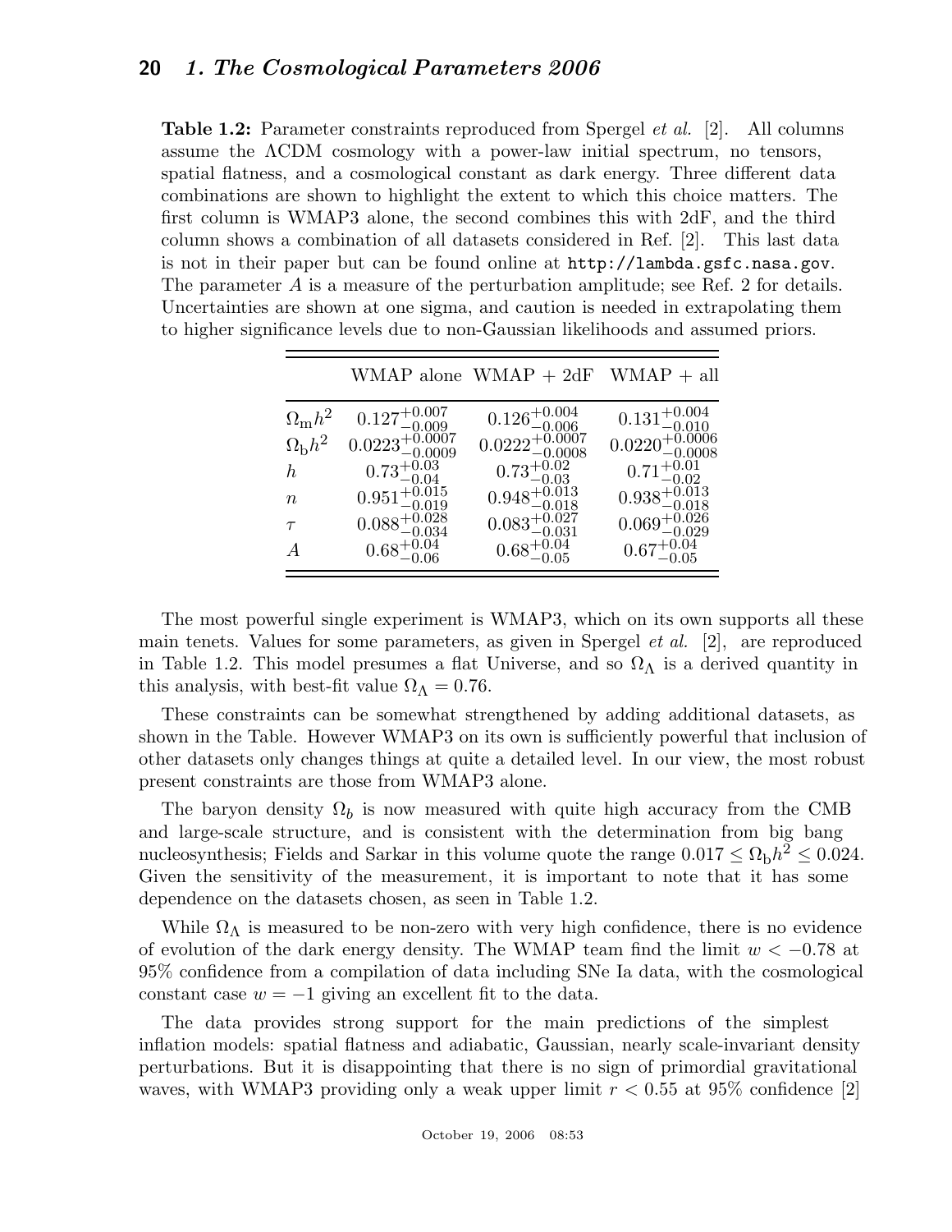**Table 1.2:** Parameter constraints reproduced from Spergel *et al.* [2]. All columns assume the ΛCDM cosmology with a power-law initial spectrum, no tensors, spatial flatness, and a cosmological constant as dark energy. Three different data combinations are shown to highlight the extent to which this choice matters. The first column is WMAP3 alone, the second combines this with 2dF, and the third column shows a combination of all datasets considered in Ref. [2]. This last data is not in their paper but can be found online at http://lambda.gsfc.nasa.gov. The parameter $A$ is a measure of the perturbation amplitude; see Ref. 2 for details. Uncertainties are shown at one sigma, and caution is needed in extrapolating them to higher significance levels due to non-Gaussian likelihoods and assumed priors.

| | WMAP alone | WMAP + 2dF | WMAP + all |
|---|---|---|---|
| $\Omega_{\rm m}h^2$ | $0.127^{+0.007}_{-0.009}$ | $0.126^{+0.004}_{-0.006}$ | $0.131^{+0.004}_{-0.010}$ |
| $\Omega_{\rm b}h^2$ | $0.0223^{+0.0007}_{-0.0009}$ | $0.0222^{+0.0007}_{-0.0008}$ | $0.0220^{+0.0006}_{-0.0008}$ |
| $h$ | $0.73^{+0.03}_{-0.04}$ | $0.73^{+0.02}_{-0.03}$ | $0.71^{+0.01}_{-0.02}$ |
| $n$ | $0.951^{+0.015}_{-0.019}$ | $0.948^{+0.013}_{-0.018}$ | $0.938^{+0.013}_{-0.018}$ |
| $\tau$ | $0.088^{+0.028}_{-0.034}$ | $0.083^{+0.027}_{-0.031}$ | $0.069^{+0.026}_{-0.029}$ |
| $A$ | $0.68^{+0.04}_{-0.06}$ | $0.68^{+0.04}_{-0.05}$ | $0.67^{+0.04}_{-0.05}$ |

The most powerful single experiment is WMAP3, which on its own supports all these main tenets. Values for some parameters, as given in Spergel *et al.* [2], are reproduced in Table 1.2. This model presumes a flat Universe, and so $\Omega_\Lambda$ is a derived quantity in this analysis, with best-fit value $\Omega_\Lambda = 0.76$.

These constraints can be somewhat strengthened by adding additional datasets, as shown in the Table. However WMAP3 on its own is sufficiently powerful that inclusion of other datasets only changes things at quite a detailed level. In our view, the most robust present constraints are those from WMAP3 alone.

The baryon density $\Omega_b$ is now measured with quite high accuracy from the CMB and large-scale structure, and is consistent with the determination from big bang nucleosynthesis; Fields and Sarkar in this volume quote the range $0.017 \leq \Omega_{\rm b}h^2 \leq 0.024$. Given the sensitivity of the measurement, it is important to note that it has some dependence on the datasets chosen, as seen in Table 1.2.

While $\Omega_\Lambda$ is measured to be non-zero with very high confidence, there is no evidence of evolution of the dark energy density. The WMAP team find the limit $w < -0.78$ at 95% confidence from a compilation of data including SNe Ia data, with the cosmological constant case $w = -1$ giving an excellent fit to the data.

The data provides strong support for the main predictions of the simplest inflation models: spatial flatness and adiabatic, Gaussian, nearly scale-invariant density perturbations. But it is disappointing that there is no sign of primordial gravitational waves, with WMAP3 providing only a weak upper limit $r < 0.55$ at 95% confidence [2]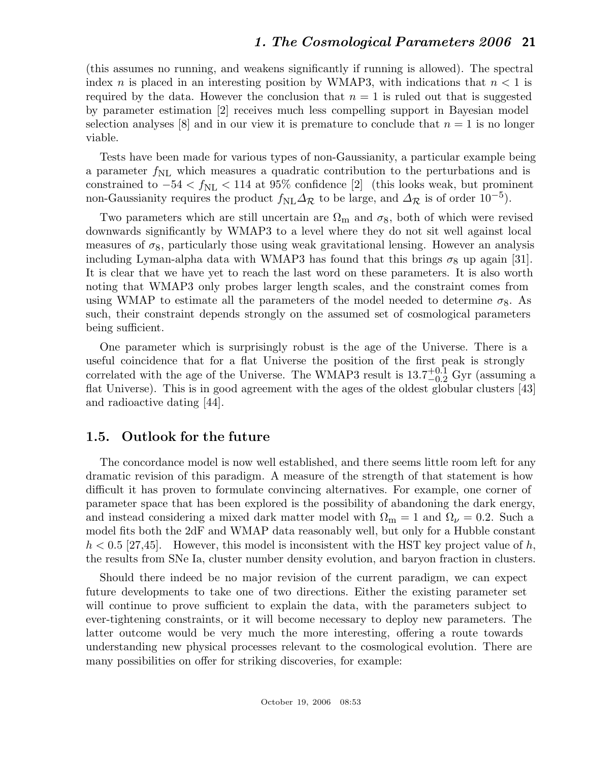(this assumes no running, and weakens significantly if running is allowed). The spectral index $n$ is placed in an interesting position by WMAP3, with indications that $n < 1$ is required by the data. However the conclusion that $n = 1$ is ruled out that is suggested by parameter estimation [2] receives much less compelling support in Bayesian model selection analyses [8] and in our view it is premature to conclude that $n = 1$ is no longer viable.

Tests have been made for various types of non-Gaussianity, a particular example being a parameter $f_{\rm NL}$ which measures a quadratic contribution to the perturbations and is constrained to $-54 < f_{\rm NL} < 114$ at 95% confidence [2] (this looks weak, but prominent non-Gaussianity requires the product $f_{\rm NL}\Delta_{\mathcal{R}}$ to be large, and $\Delta_{\mathcal{R}}$ is of order $10^{-5}$).

Two parameters which are still uncertain are $\Omega_{\rm m}$ and $\sigma_8$, both of which were revised downwards significantly by WMAP3 to a level where they do not sit well against local measures of $\sigma_8$, particularly those using weak gravitational lensing. However an analysis including Lyman-alpha data with WMAP3 has found that this brings $\sigma_8$ up again [31]. It is clear that we have yet to reach the last word on these parameters. It is also worth noting that WMAP3 only probes larger length scales, and the constraint comes from using WMAP to estimate all the parameters of the model needed to determine $\sigma_8$. As such, their constraint depends strongly on the assumed set of cosmological parameters being sufficient.

One parameter which is surprisingly robust is the age of the Universe. There is a useful coincidence that for a flat Universe the position of the first peak is strongly correlated with the age of the Universe. The WMAP3 result is $13.7^{+0.1}_{-0.2}$ Gyr (assuming a flat Universe). This is in good agreement with the ages of the oldest globular clusters [43] and radioactive dating [44].

## 1.5. Outlook for the future

The concordance model is now well established, and there seems little room left for any dramatic revision of this paradigm. A measure of the strength of that statement is how difficult it has proven to formulate convincing alternatives. For example, one corner of parameter space that has been explored is the possibility of abandoning the dark energy, and instead considering a mixed dark matter model with $\Omega_{\rm m} = 1$ and $\Omega_\nu = 0.2$. Such a model fits both the 2dF and WMAP data reasonably well, but only for a Hubble constant $h < 0.5$ [27,45]. However, this model is inconsistent with the HST key project value of $h$, the results from SNe Ia, cluster number density evolution, and baryon fraction in clusters.

Should there indeed be no major revision of the current paradigm, we can expect future developments to take one of two directions. Either the existing parameter set will continue to prove sufficient to explain the data, with the parameters subject to ever-tightening constraints, or it will become necessary to deploy new parameters. The latter outcome would be very much the more interesting, offering a route towards understanding new physical processes relevant to the cosmological evolution. There are many possibilities on offer for striking discoveries, for example: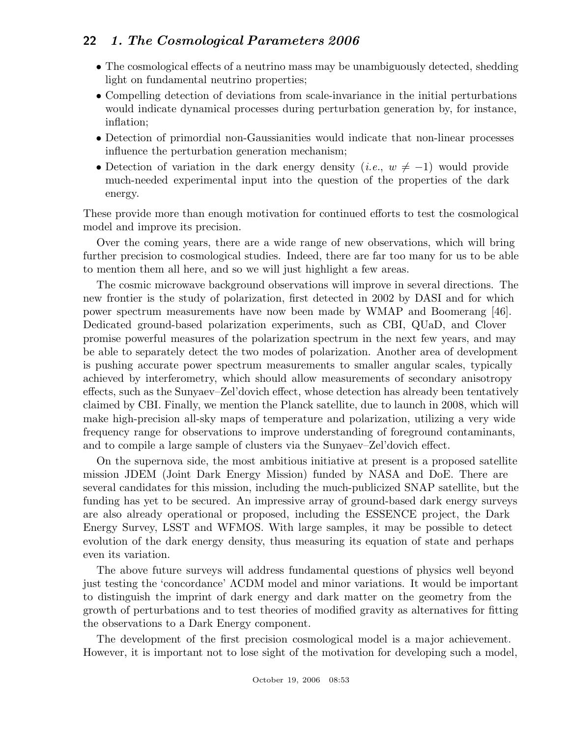- The cosmological effects of a neutrino mass may be unambiguously detected, shedding light on fundamental neutrino properties;
- Compelling detection of deviations from scale-invariance in the initial perturbations would indicate dynamical processes during perturbation generation by, for instance, inflation;
- Detection of primordial non-Gaussianities would indicate that non-linear processes influence the perturbation generation mechanism;
- Detection of variation in the dark energy density (*i.e.*, $w \neq -1$) would provide much-needed experimental input into the question of the properties of the dark energy.

These provide more than enough motivation for continued efforts to test the cosmological model and improve its precision.

Over the coming years, there are a wide range of new observations, which will bring further precision to cosmological studies. Indeed, there are far too many for us to be able to mention them all here, and so we will just highlight a few areas.

The cosmic microwave background observations will improve in several directions. The new frontier is the study of polarization, first detected in 2002 by DASI and for which power spectrum measurements have now been made by WMAP and Boomerang [46]. Dedicated ground-based polarization experiments, such as CBI, QUaD, and Clover promise powerful measures of the polarization spectrum in the next few years, and may be able to separately detect the two modes of polarization. Another area of development is pushing accurate power spectrum measurements to smaller angular scales, typically achieved by interferometry, which should allow measurements of secondary anisotropy effects, such as the Sunyaev–Zel'dovich effect, whose detection has already been tentatively claimed by CBI. Finally, we mention the Planck satellite, due to launch in 2008, which will make high-precision all-sky maps of temperature and polarization, utilizing a very wide frequency range for observations to improve understanding of foreground contaminants, and to compile a large sample of clusters via the Sunyaev–Zel'dovich effect.

On the supernova side, the most ambitious initiative at present is a proposed satellite mission JDEM (Joint Dark Energy Mission) funded by NASA and DoE. There are several candidates for this mission, including the much-publicized SNAP satellite, but the funding has yet to be secured. An impressive array of ground-based dark energy surveys are also already operational or proposed, including the ESSENCE project, the Dark Energy Survey, LSST and WFMOS. With large samples, it may be possible to detect evolution of the dark energy density, thus measuring its equation of state and perhaps even its variation.

The above future surveys will address fundamental questions of physics well beyond just testing the 'concordance' ΛCDM model and minor variations. It would be important to distinguish the imprint of dark energy and dark matter on the geometry from the growth of perturbations and to test theories of modified gravity as alternatives for fitting the observations to a Dark Energy component.

The development of the first precision cosmological model is a major achievement. However, it is important not to lose sight of the motivation for developing such a model,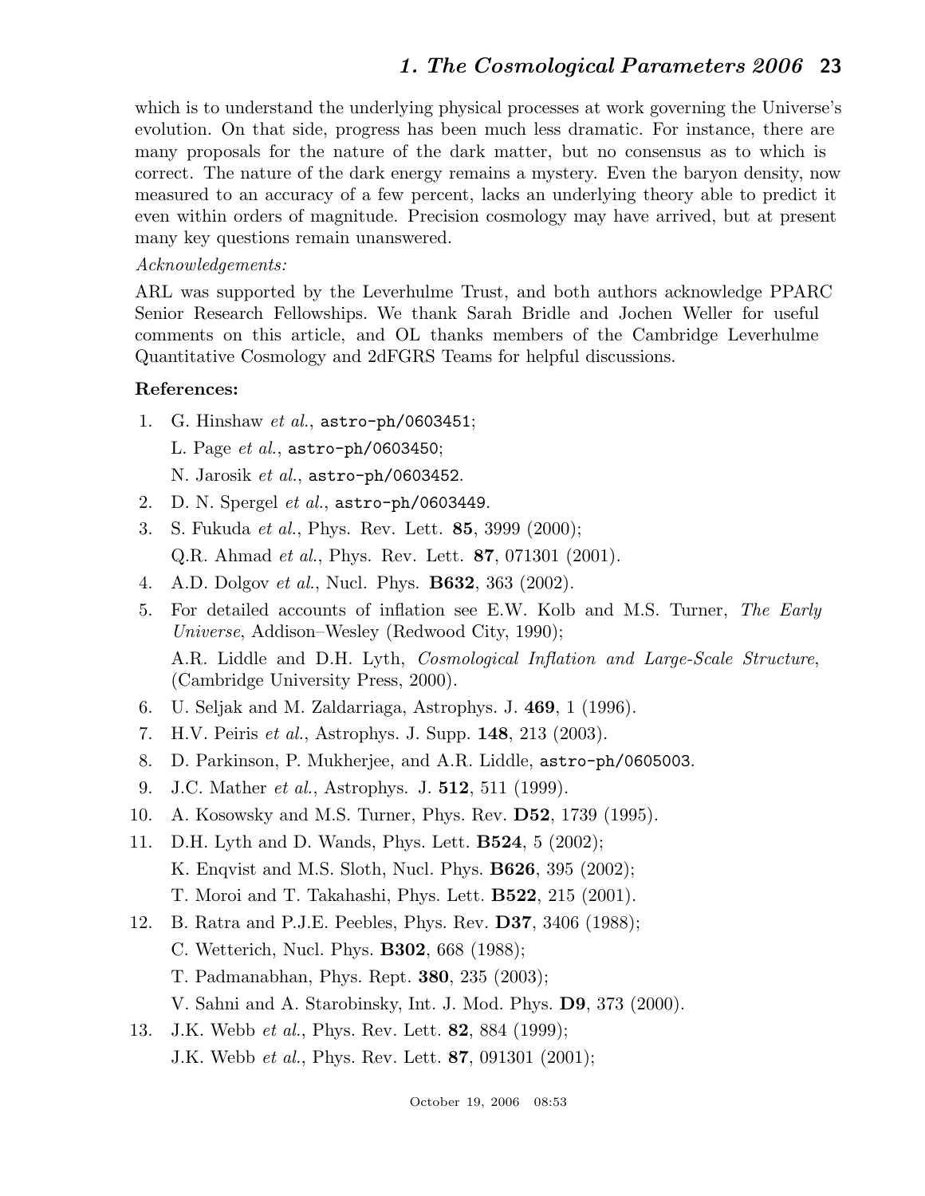which is to understand the underlying physical processes at work governing the Universe's evolution. On that side, progress has been much less dramatic. For instance, there are many proposals for the nature of the dark matter, but no consensus as to which is correct. The nature of the dark energy remains a mystery. Even the baryon density, now measured to an accuracy of a few percent, lacks an underlying theory able to predict it even within orders of magnitude. Precision cosmology may have arrived, but at present many key questions remain unanswered.

*Acknowledgements:*

ARL was supported by the Leverhulme Trust, and both authors acknowledge PPARC Senior Research Fellowships. We thank Sarah Bridle and Jochen Weller for useful comments on this article, and OL thanks members of the Cambridge Leverhulme Quantitative Cosmology and 2dFGRS Teams for helpful discussions.

**References:**

1. G. Hinshaw *et al.*, `astro-ph/0603451`;
   L. Page *et al.*, `astro-ph/0603450`;
   N. Jarosik *et al.*, `astro-ph/0603452`.
2. D. N. Spergel *et al.*, `astro-ph/0603449`.
3. S. Fukuda *et al.*, Phys. Rev. Lett. **85**, 3999 (2000);
   Q.R. Ahmad *et al.*, Phys. Rev. Lett. **87**, 071301 (2001).
4. A.D. Dolgov *et al.*, Nucl. Phys. **B632**, 363 (2002).
5. For detailed accounts of inflation see E.W. Kolb and M.S. Turner, *The Early Universe*, Addison–Wesley (Redwood City, 1990);
   A.R. Liddle and D.H. Lyth, *Cosmological Inflation and Large-Scale Structure*, (Cambridge University Press, 2000).
6. U. Seljak and M. Zaldarriaga, Astrophys. J. **469**, 1 (1996).
7. H.V. Peiris *et al.*, Astrophys. J. Supp. **148**, 213 (2003).
8. D. Parkinson, P. Mukherjee, and A.R. Liddle, `astro-ph/0605003`.
9. J.C. Mather *et al.*, Astrophys. J. **512**, 511 (1999).
10. A. Kosowsky and M.S. Turner, Phys. Rev. **D52**, 1739 (1995).
11. D.H. Lyth and D. Wands, Phys. Lett. **B524**, 5 (2002);
    K. Enqvist and M.S. Sloth, Nucl. Phys. **B626**, 395 (2002);
    T. Moroi and T. Takahashi, Phys. Lett. **B522**, 215 (2001).
12. B. Ratra and P.J.E. Peebles, Phys. Rev. **D37**, 3406 (1988);
    C. Wetterich, Nucl. Phys. **B302**, 668 (1988);
    T. Padmanabhan, Phys. Rept. **380**, 235 (2003);
    V. Sahni and A. Starobinsky, Int. J. Mod. Phys. **D9**, 373 (2000).
13. J.K. Webb *et al.*, Phys. Rev. Lett. **82**, 884 (1999);
    J.K. Webb *et al.*, Phys. Rev. Lett. **87**, 091301 (2001);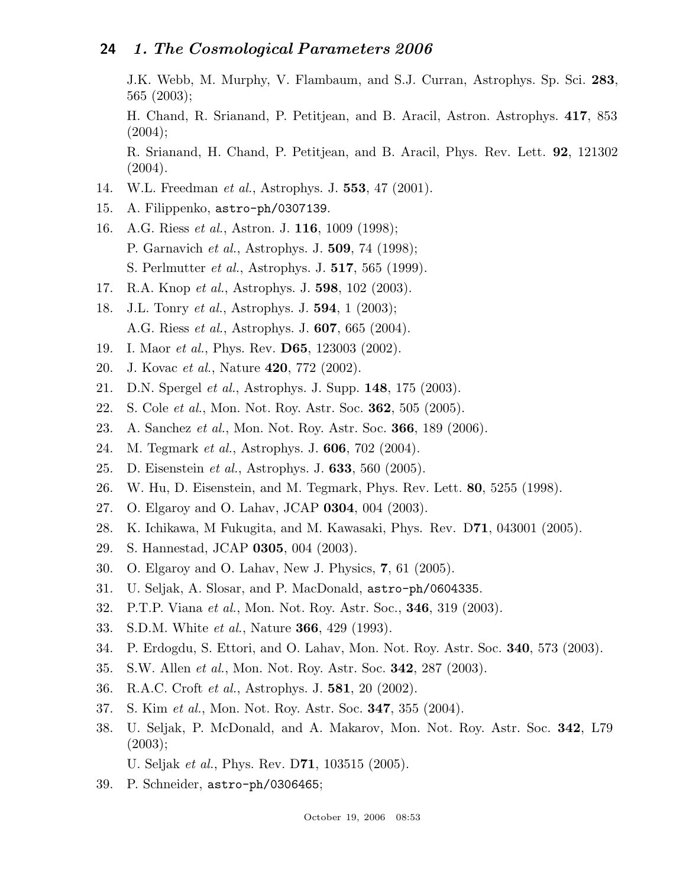J.K. Webb, M. Murphy, V. Flambaum, and S.J. Curran, Astrophys. Sp. Sci. **283**, 565 (2003);

H. Chand, R. Srianand, P. Petitjean, and B. Aracil, Astron. Astrophys. **417**, 853 (2004);

R. Srianand, H. Chand, P. Petitjean, and B. Aracil, Phys. Rev. Lett. **92**, 121302 (2004).

14. W.L. Freedman *et al.*, Astrophys. J. **553**, 47 (2001).
15. A. Filippenko, astro-ph/0307139.
16. A.G. Riess *et al.*, Astron. J. **116**, 1009 (1998);
    P. Garnavich *et al.*, Astrophys. J. **509**, 74 (1998);
    S. Perlmutter *et al.*, Astrophys. J. **517**, 565 (1999).
17. R.A. Knop *et al.*, Astrophys. J. **598**, 102 (2003).
18. J.L. Tonry *et al.*, Astrophys. J. **594**, 1 (2003);
    A.G. Riess *et al.*, Astrophys. J. **607**, 665 (2004).
19. I. Maor *et al.*, Phys. Rev. **D65**, 123003 (2002).
20. J. Kovac *et al.*, Nature **420**, 772 (2002).
21. D.N. Spergel *et al.*, Astrophys. J. Supp. **148**, 175 (2003).
22. S. Cole *et al.*, Mon. Not. Roy. Astr. Soc. **362**, 505 (2005).
23. A. Sanchez *et al.*, Mon. Not. Roy. Astr. Soc. **366**, 189 (2006).
24. M. Tegmark *et al.*, Astrophys. J. **606**, 702 (2004).
25. D. Eisenstein *et al.*, Astrophys. J. **633**, 560 (2005).
26. W. Hu, D. Eisenstein, and M. Tegmark, Phys. Rev. Lett. **80**, 5255 (1998).
27. O. Elgaroy and O. Lahav, JCAP **0304**, 004 (2003).
28. K. Ichikawa, M Fukugita, and M. Kawasaki, Phys. Rev. D**71**, 043001 (2005).
29. S. Hannestad, JCAP **0305**, 004 (2003).
30. O. Elgaroy and O. Lahav, New J. Physics, **7**, 61 (2005).
31. U. Seljak, A. Slosar, and P. MacDonald, astro-ph/0604335.
32. P.T.P. Viana *et al.*, Mon. Not. Roy. Astr. Soc., **346**, 319 (2003).
33. S.D.M. White *et al.*, Nature **366**, 429 (1993).
34. P. Erdogdu, S. Ettori, and O. Lahav, Mon. Not. Roy. Astr. Soc. **340**, 573 (2003).
35. S.W. Allen *et al.*, Mon. Not. Roy. Astr. Soc. **342**, 287 (2003).
36. R.A.C. Croft *et al.*, Astrophys. J. **581**, 20 (2002).
37. S. Kim *et al.*, Mon. Not. Roy. Astr. Soc. **347**, 355 (2004).
38. U. Seljak, P. McDonald, and A. Makarov, Mon. Not. Roy. Astr. Soc. **342**, L79 (2003);
    U. Seljak *et al.*, Phys. Rev. D**71**, 103515 (2005).
39. P. Schneider, astro-ph/0306465;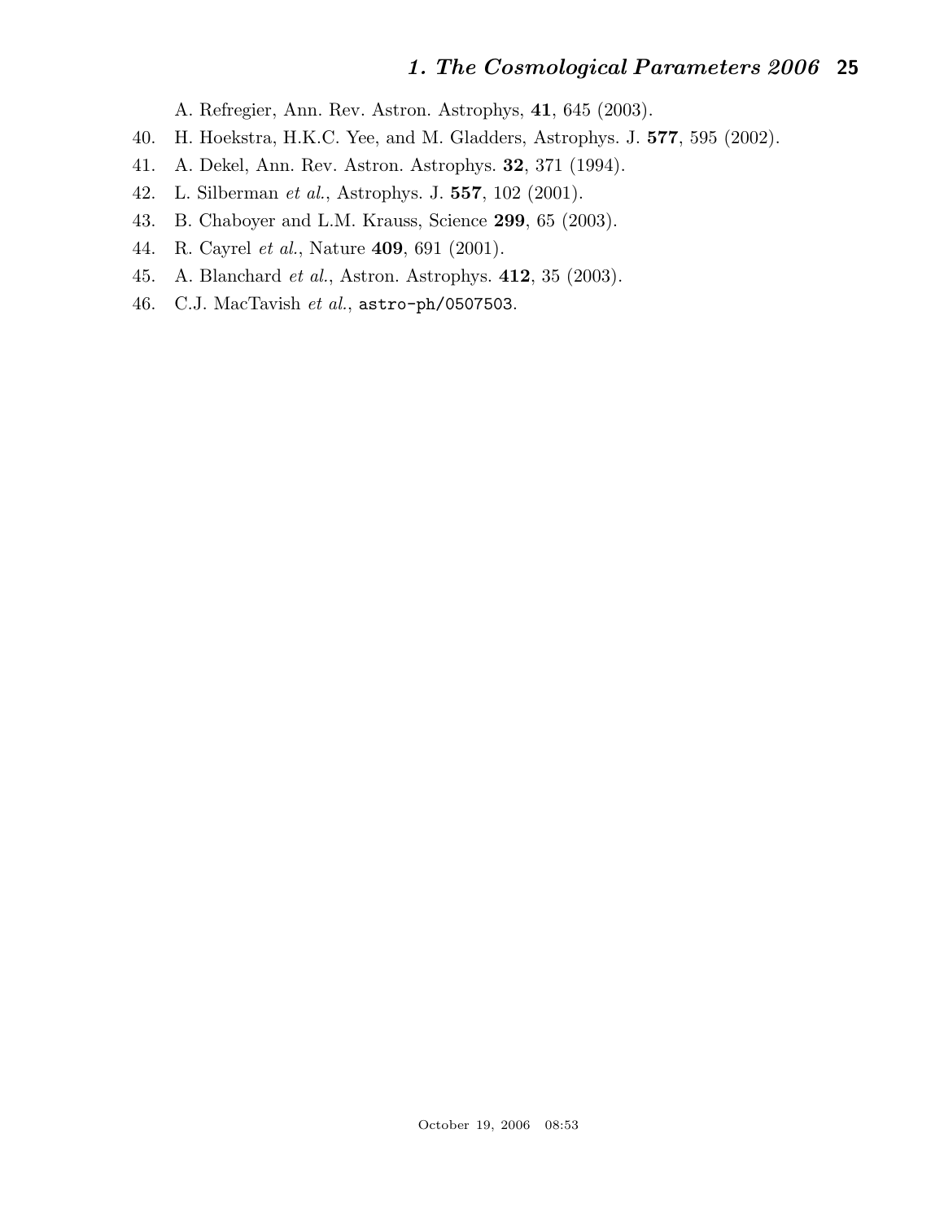A. Refregier, Ann. Rev. Astron. Astrophys, **41**, 645 (2003).

40. H. Hoekstra, H.K.C. Yee, and M. Gladders, Astrophys. J. **577**, 595 (2002).
41. A. Dekel, Ann. Rev. Astron. Astrophys. **32**, 371 (1994).
42. L. Silberman *et al.*, Astrophys. J. **557**, 102 (2001).
43. B. Chaboyer and L.M. Krauss, Science **299**, 65 (2003).
44. R. Cayrel *et al.*, Nature **409**, 691 (2001).
45. A. Blanchard *et al.*, Astron. Astrophys. **412**, 35 (2003).
46. C.J. MacTavish *et al.*, `astro-ph/0507503`.